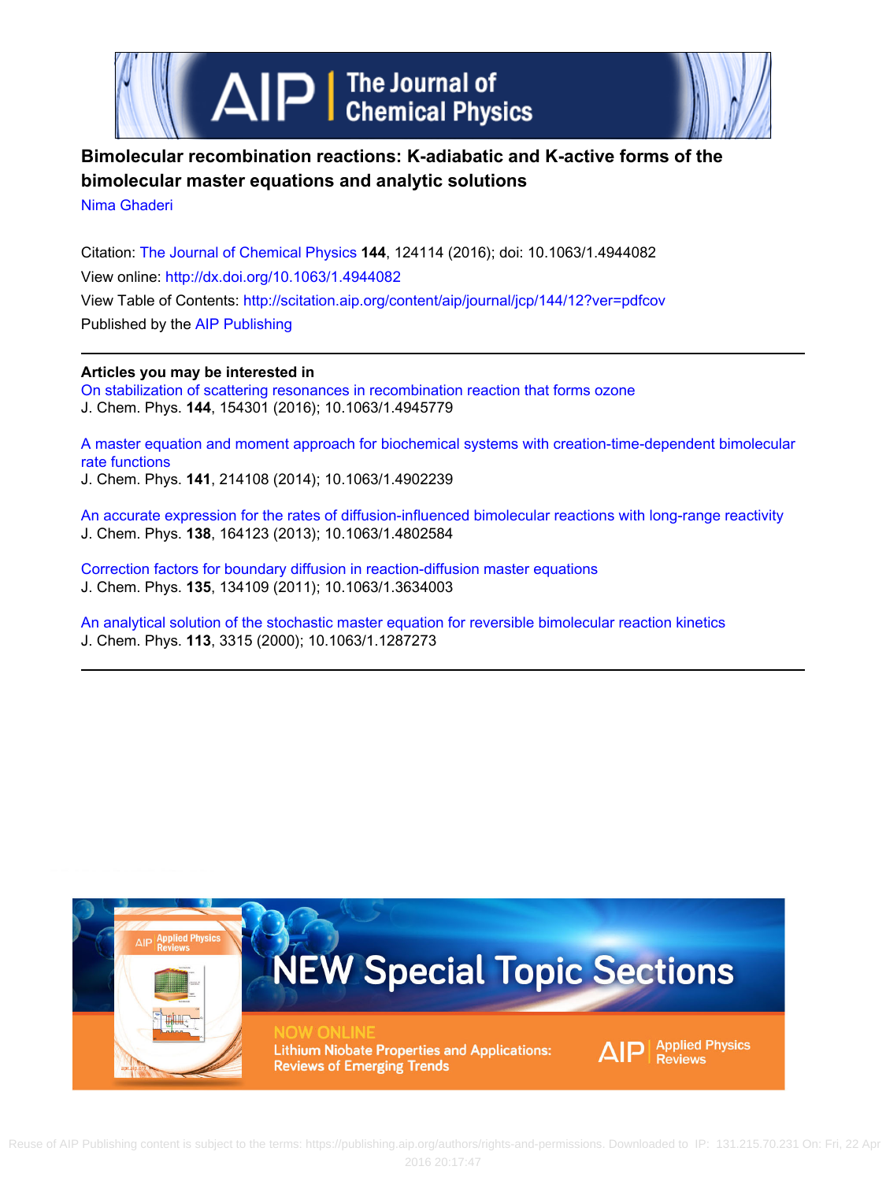# Bimolecular recombination reactions: K-adiabatic and K-active forms of the bimolecular master equations and analytic solutions

Nima Ghaderi

Citation: The Journal of Chemical Physics **144**, 124114 (2016); doi: 10.1063/1.4944082

View online: http://dx.doi.org/10.1063/1.4944082

View Table of Contents: http://scitation.aip.org/content/aip/journal/jcp/144/12?ver=pdfcov

Published by the AIP Publishing

**Articles you may be interested in**

On stabilization of scattering resonances in recombination reaction that forms ozone
J. Chem. Phys. **144**, 154301 (2016); 10.1063/1.4945779

A master equation and moment approach for biochemical systems with creation-time-dependent bimolecular rate functions
J. Chem. Phys. **141**, 214108 (2014); 10.1063/1.4902239

An accurate expression for the rates of diffusion-influenced bimolecular reactions with long-range reactivity
J. Chem. Phys. **138**, 164123 (2013); 10.1063/1.4802584

Correction factors for boundary diffusion in reaction-diffusion master equations
J. Chem. Phys. **135**, 134109 (2011); 10.1063/1.3634003

An analytical solution of the stochastic master equation for reversible bimolecular reaction kinetics
J. Chem. Phys. **113**, 3315 (2000); 10.1063/1.1287273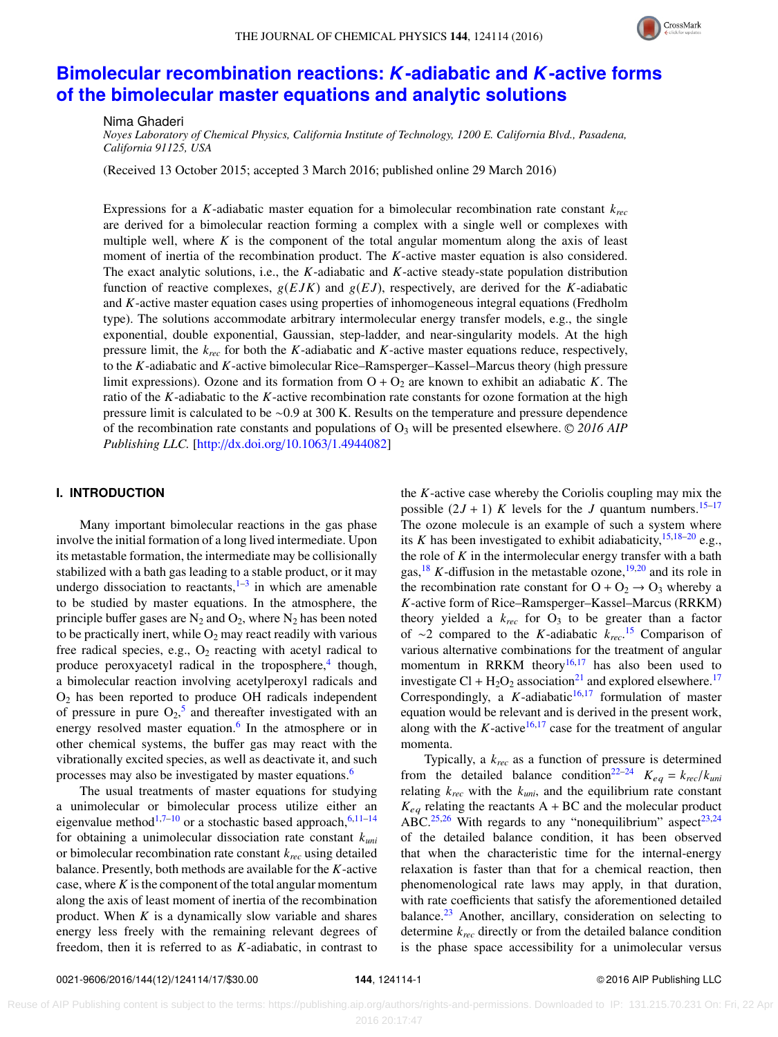# Bimolecular recombination reactions: *K*-adiabatic and *K*-active forms of the bimolecular master equations and analytic solutions

Nima Ghaderi

*Noyes Laboratory of Chemical Physics, California Institute of Technology, 1200 E. California Blvd., Pasadena, California 91125, USA*

(Received 13 October 2015; accepted 3 March 2016; published online 29 March 2016)

Expressions for a $K$-adiabatic master equation for a bimolecular recombination rate constant $k_{rec}$ are derived for a bimolecular reaction forming a complex with a single well or complexes with multiple well, where $K$ is the component of the total angular momentum along the axis of least moment of inertia of the recombination product. The $K$-active master equation is also considered. The exact analytic solutions, i.e., the $K$-adiabatic and $K$-active steady-state population distribution function of reactive complexes, $g(EJK)$ and $g(EJ)$, respectively, are derived for the $K$-adiabatic and $K$-active master equation cases using properties of inhomogeneous integral equations (Fredholm type). The solutions accommodate arbitrary intermolecular energy transfer models, e.g., the single exponential, double exponential, Gaussian, step-ladder, and near-singularity models. At the high pressure limit, the $k_{rec}$ for both the $K$-adiabatic and $K$-active master equations reduce, respectively, to the $K$-adiabatic and $K$-active bimolecular Rice–Ramsperger–Kassel–Marcus theory (high pressure limit expressions). Ozone and its formation from $O + O_2$ are known to exhibit an adiabatic $K$. The ratio of the $K$-adiabatic to the $K$-active recombination rate constants for ozone formation at the high pressure limit is calculated to be ~0.9 at 300 K. Results on the temperature and pressure dependence of the recombination rate constants and populations of $O_3$ will be presented elsewhere. © *2016 AIP Publishing LLC.* [http://dx.doi.org/10.1063/1.4944082]

## I. INTRODUCTION

Many important bimolecular reactions in the gas phase involve the initial formation of a long lived intermediate. Upon its metastable formation, the intermediate may be collisionally stabilized with a bath gas leading to a stable product, or it may undergo dissociation to reactants,[1–3] in which are amenable to be studied by master equations. In the atmosphere, the principle buffer gases are $N_2$ and $O_2$, where $N_2$ has been noted to be practically inert, while $O_2$ may react readily with various free radical species, e.g., $O_2$ reacting with acetyl radical to produce peroxyacetyl radical in the troposphere,[4] though, a bimolecular reaction involving acetylperoxyl radicals and $O_2$ has been reported to produce OH radicals independent of pressure in pure $O_2$,[5] and thereafter investigated with an energy resolved master equation.[6] In the atmosphere or in other chemical systems, the buffer gas may react with the vibrationally excited species, as well as deactivate it, and such processes may also be investigated by master equations.[6]

The usual treatments of master equations for studying a unimolecular or bimolecular process utilize either an eigenvalue method[1,7–10] or a stochastic based approach,[6,11–14] for obtaining a unimolecular dissociation rate constant $k_{uni}$ or bimolecular recombination rate constant $k_{rec}$ using detailed balance. Presently, both methods are available for the $K$-active case, where $K$ is the component of the total angular momentum along the axis of least moment of inertia of the recombination product. When $K$ is a dynamically slow variable and shares energy less freely with the remaining relevant degrees of freedom, then it is referred to as $K$-adiabatic, in contrast to the $K$-active case whereby the Coriolis coupling may mix the possible $(2J + 1)$ $K$ levels for the $J$ quantum numbers.[15–17] The ozone molecule is an example of such a system where its $K$ has been investigated to exhibit adiabaticity,[15,18–20] e.g., the role of $K$ in the intermolecular energy transfer with a bath gas,[18] $K$-diffusion in the metastable ozone,[19,20] and its role in the recombination rate constant for $O + O_2 \rightarrow O_3$ whereby a $K$-active form of Rice–Ramsperger–Kassel–Marcus (RRKM) theory yielded a $k_{rec}$ for $O_3$ to be greater than a factor of ~2 compared to the $K$-adiabatic $k_{rec}$.[15] Comparison of various alternative combinations for the treatment of angular momentum in RRKM theory[16,17] has also been used to investigate $Cl + H_2O_2$ association[21] and explored elsewhere.[17] Correspondingly, a $K$-adiabatic[16,17] formulation of master equation would be relevant and is derived in the present work, along with the $K$-active[16,17] case for the treatment of angular momenta.

Typically, a $k_{rec}$ as a function of pressure is determined from the detailed balance condition[22–24] $K_{eq} = k_{rec}/k_{uni}$ relating $k_{rec}$ with the $k_{uni}$, and the equilibrium rate constant $K_{eq}$ relating the reactants A + BC and the molecular product ABC.[25,26] With regards to any "nonequilibrium" aspect[23,24] of the detailed balance condition, it has been observed that when the characteristic time for the internal-energy relaxation is faster than that for a chemical reaction, then phenomenological rate laws may apply, in that duration, with rate coefficients that satisfy the aforementioned detailed balance.[23] Another, ancillary, consideration on selecting to determine $k_{rec}$ directly or from the detailed balance condition is the phase space accessibility for a unimolecular versus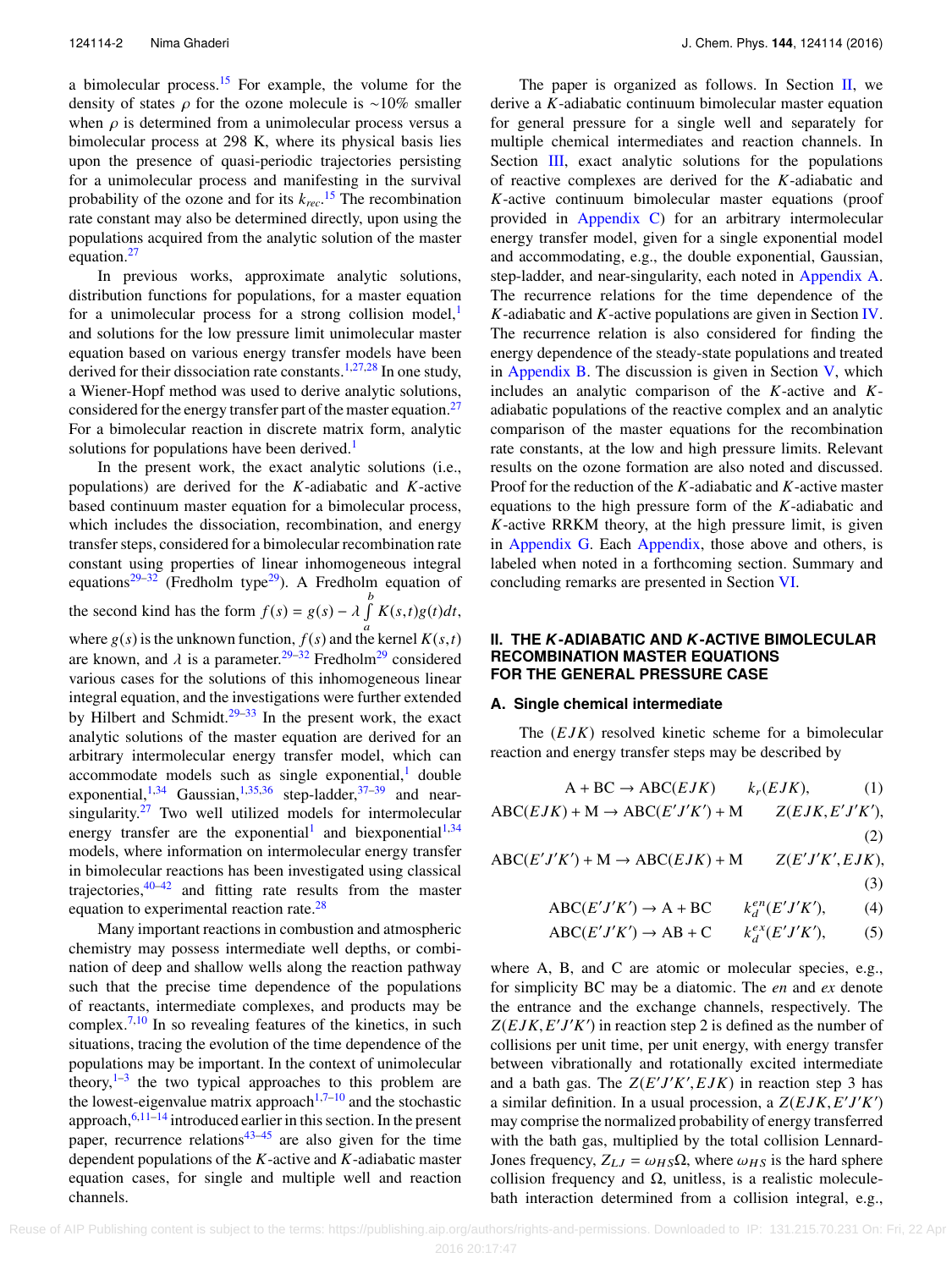a bimolecular process.[15] For example, the volume for the density of states $\rho$ for the ozone molecule is ~10% smaller when $\rho$ is determined from a unimolecular process versus a bimolecular process at 298 K, where its physical basis lies upon the presence of quasi-periodic trajectories persisting for a unimolecular process and manifesting in the survival probability of the ozone and for its $k_{rec}$.[15] The recombination rate constant may also be determined directly, upon using the populations acquired from the analytic solution of the master equation.[27]

In previous works, approximate analytic solutions, distribution functions for populations, for a master equation for a unimolecular process for a strong collision model,[1] and solutions for the low pressure limit unimolecular master equation based on various energy transfer models have been derived for their dissociation rate constants.[1,27,28] In one study, a Wiener-Hopf method was used to derive analytic solutions, considered for the energy transfer part of the master equation.[27] For a bimolecular reaction in discrete matrix form, analytic solutions for populations have been derived.[1]

In the present work, the exact analytic solutions (i.e., populations) are derived for the $K$-adiabatic and $K$-active based continuum master equation for a bimolecular process, which includes the dissociation, recombination, and energy transfer steps, considered for a bimolecular recombination rate constant using properties of linear inhomogeneous integral equations[29–32] (Fredholm type[29]). A Fredholm equation of the second kind has the form $f(s) = g(s) - \lambda \int_a^b K(s,t)g(t)dt$, where $g(s)$ is the unknown function, $f(s)$ and the kernel $K(s,t)$ are known, and $\lambda$ is a parameter.[29–32] Fredholm[29] considered various cases for the solutions of this inhomogeneous linear integral equation, and the investigations were further extended by Hilbert and Schmidt.[29–33] In the present work, the exact analytic solutions of the master equation are derived for an arbitrary intermolecular energy transfer model, which can accommodate models such as single exponential,[1] double exponential,[1,34] Gaussian,[1,35,36] step-ladder,[37–39] and near-singularity.[27] Two well utilized models for intermolecular energy transfer are the exponential[1] and biexponential[1,34] models, where information on intermolecular energy transfer in bimolecular reactions has been investigated using classical trajectories,[40–42] and fitting rate results from the master equation to experimental reaction rate.[28]

Many important reactions in combustion and atmospheric chemistry may possess intermediate well depths, or combination of deep and shallow wells along the reaction pathway such that the precise time dependence of the populations of reactants, intermediate complexes, and products may be complex.[7,10] In so revealing features of the kinetics, in such situations, tracing the evolution of the time dependence of the populations may be important. In the context of unimolecular theory,[1–3] the two typical approaches to this problem are the lowest-eigenvalue matrix approach[1,7–10] and the stochastic approach,[6,11–14] introduced earlier in this section. In the present paper, recurrence relations[43–45] are also given for the time dependent populations of the $K$-active and $K$-adiabatic master equation cases, for single and multiple well and reaction channels.

The paper is organized as follows. In Section II, we derive a $K$-adiabatic continuum bimolecular master equation for general pressure for a single well and separately for multiple chemical intermediates and reaction channels. In Section III, exact analytic solutions for the populations of reactive complexes are derived for the $K$-adiabatic and $K$-active continuum bimolecular master equations (proof provided in Appendix C) for an arbitrary intermolecular energy transfer model, given for a single exponential model and accommodating, e.g., the double exponential, Gaussian, step-ladder, and near-singularity, each noted in Appendix A. The recurrence relations for the time dependence of the $K$-adiabatic and $K$-active populations are given in Section IV. The recurrence relation is also considered for finding the energy dependence of the steady-state populations and treated in Appendix B. The discussion is given in Section V, which includes an analytic comparison of the $K$-active and $K$-adiabatic populations of the reactive complex and an analytic comparison of the master equations for the recombination rate constants, at the low and high pressure limits. Relevant results on the ozone formation are also noted and discussed. Proof for the reduction of the $K$-adiabatic and $K$-active master equations to the high pressure form of the $K$-adiabatic and $K$-active RRKM theory, at the high pressure limit, is given in Appendix G. Each Appendix, those above and others, is labeled when noted in a forthcoming section. Summary and concluding remarks are presented in Section VI.

## II. THE $K$-ADIABATIC AND $K$-ACTIVE BIMOLECULAR RECOMBINATION MASTER EQUATIONS FOR THE GENERAL PRESSURE CASE

### A. Single chemical intermediate

The $(EJK)$ resolved kinetic scheme for a bimolecular reaction and energy transfer steps may be described by

$$\mathrm{A} + \mathrm{BC} \rightarrow \mathrm{ABC}(EJK) \qquad k_r(EJK), \tag{1}$$

$$\mathrm{ABC}(EJK) + \mathrm{M} \rightarrow \mathrm{ABC}(E'J'K') + \mathrm{M} \qquad Z(EJK, E'J'K'), \tag{2}$$

$$\mathrm{ABC}(E'J'K') + \mathrm{M} \rightarrow \mathrm{ABC}(EJK) + \mathrm{M} \qquad Z(E'J'K', EJK), \tag{3}$$

$$\mathrm{ABC}(E'J'K') \rightarrow \mathrm{A} + \mathrm{BC} \qquad k_d^{en}(E'J'K'), \tag{4}$$

$$\mathrm{ABC}(E'J'K') \rightarrow \mathrm{AB} + \mathrm{C} \qquad k_d^{ex}(E'J'K'), \tag{5}$$

where A, B, and C are atomic or molecular species, e.g., for simplicity BC may be a diatomic. The *en* and *ex* denote the entrance and the exchange channels, respectively. The $Z(EJK, E'J'K')$ in reaction step 2 is defined as the number of collisions per unit time, per unit energy, with energy transfer between vibrationally and rotationally excited intermediate and a bath gas. The $Z(E'J'K', EJK)$ in reaction step 3 has a similar definition. In a usual procession, a $Z(EJK, E'J'K')$ may comprise the normalized probability of energy transferred with the bath gas, multiplied by the total collision Lennard-Jones frequency, $Z_{LJ} = \omega_{HS}\Omega$, where $\omega_{HS}$ is the hard sphere collision frequency and $\Omega$, unitless, is a realistic molecule-bath interaction determined from a collision integral, e.g.,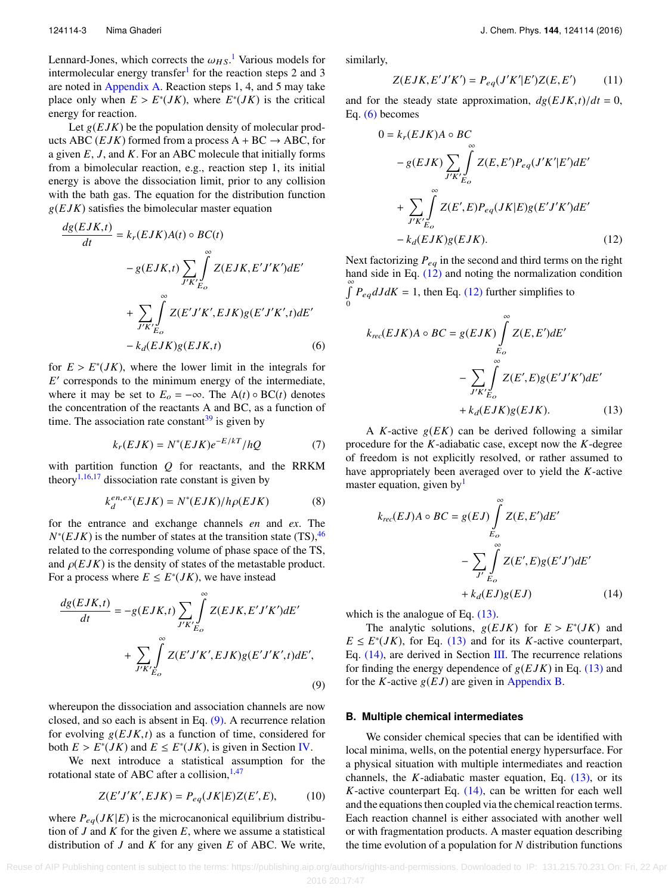Lennard-Jones, which corrects the $\omega_{HS}$.[1] Various models for intermolecular energy transfer[1] for the reaction steps 2 and 3 are noted in Appendix A. Reaction steps 1, 4, and 5 may take place only when $E > E^*(JK)$, where $E^*(JK)$ is the critical energy for reaction.

Let $g(EJK)$ be the population density of molecular products ABC $(EJK)$ formed from a process A + BC → ABC, for a given $E$, $J$, and $K$. For an ABC molecule that initially forms from a bimolecular reaction, e.g., reaction step 1, its initial energy is above the dissociation limit, prior to any collision with the bath gas. The equation for the distribution function $g(EJK)$ satisfies the bimolecular master equation

$$
\begin{aligned}
\frac{dg(EJK,t)}{dt} &= k_r(EJK)A(t) \circ BC(t) \\
&\quad - g(EJK,t)\sum_{J'K'}\int_{E_o}^{\infty} Z(EJK,E'J'K')dE' \\
&\quad + \sum_{J'K'}\int_{E_o}^{\infty} Z(E'J'K',EJK)g(E'J'K',t)dE' \\
&\quad - k_d(EJK)g(EJK,t)
\end{aligned} \tag{6}
$$

for $E > E^*(JK)$, where the lower limit in the integrals for $E'$ corresponds to the minimum energy of the intermediate, where it may be set to $E_o = -\infty$. The $A(t) \circ BC(t)$ denotes the concentration of the reactants A and BC, as a function of time. The association rate constant[39] is given by

$$
k_r(EJK) = N^*(EJK)e^{-E/kT}/hQ \tag{7}
$$

with partition function $Q$ for reactants, and the RRKM theory[1,16,17] dissociation rate constant is given by

$$
k_d^{en,ex}(EJK) = N^*(EJK)/h\rho(EJK) \tag{8}
$$

for the entrance and exchange channels *en* and *ex*. The $N^*(EJK)$ is the number of states at the transition state (TS),[46] related to the corresponding volume of phase space of the TS, and $\rho(EJK)$ is the density of states of the metastable product. For a process where $E \leq E^*(JK)$, we have instead

$$
\begin{aligned}
\frac{dg(EJK,t)}{dt} &= -g(EJK,t)\sum_{J'K'}\int_{E_o}^{\infty} Z(EJK,E'J'K')dE' \\
&\quad + \sum_{J'K'}\int_{E_o}^{\infty} Z(E'J'K',EJK)g(E'J'K',t)dE',
\end{aligned} \tag{9}
$$

whereupon the dissociation and association channels are now closed, and so each is absent in Eq. (9). A recurrence relation for evolving $g(EJK,t)$ as a function of time, considered for both $E > E^*(JK)$ and $E \leq E^*(JK)$, is given in Section IV.

We next introduce a statistical assumption for the rotational state of ABC after a collision,[1,47]

$$
Z(E'J'K',EJK) = P_{eq}(JK|E)Z(E',E), \tag{10}
$$

where $P_{eq}(JK|E)$ is the microcanonical equilibrium distribution of $J$ and $K$ for the given $E$, where we assume a statistical distribution of $J$ and $K$ for any given $E$ of ABC. We write, similarly,

$$
Z(EJK,E'J'K') = P_{eq}(J'K'|E')Z(E,E') \tag{11}
$$

and for the steady state approximation, $dg(EJK,t)/dt = 0$, Eq. (6) becomes

$$
\begin{aligned}
0 &= k_r(EJK)A \circ BC \\
&\quad - g(EJK)\sum_{J'K'}\int_{E_o}^{\infty} Z(E,E')P_{eq}(J'K'|E')dE' \\
&\quad + \sum_{J'K'}\int_{E_o}^{\infty} Z(E',E)P_{eq}(JK|E)g(E'J'K')dE' \\
&\quad - k_d(EJK)g(EJK).
\end{aligned} \tag{12}
$$

Next factorizing $P_{eq}$ in the second and third terms on the right hand side in Eq. (12) and noting the normalization condition $\int_0^{\infty} P_{eq}dJdK = 1$, then Eq. (12) further simplifies to

$$
\begin{aligned}
k_{rec}(EJK)A \circ BC &= g(EJK)\int_{E_o}^{\infty} Z(E,E')dE' \\
&\quad - \sum_{J'K'}\int_{E_o}^{\infty} Z(E',E)g(E'J'K')dE' \\
&\quad + k_d(EJK)g(EJK).
\end{aligned} \tag{13}
$$

A $K$-active $g(EK)$ can be derived following a similar procedure for the $K$-adiabatic case, except now the $K$-degree of freedom is not explicitly resolved, or rather assumed to have appropriately been averaged over to yield the $K$-active master equation, given by[1]

$$
\begin{aligned}
k_{rec}(EJ)A \circ BC &= g(EJ)\int_{E_o}^{\infty} Z(E,E')dE' \\
&\quad - \sum_{J'}\int_{E_o}^{\infty} Z(E',E)g(E'J')dE' \\
&\quad + k_d(EJ)g(EJ)
\end{aligned} \tag{14}
$$

which is the analogue of Eq. (13).

The analytic solutions, $g(EJK)$ for $E > E^*(JK)$ and $E \leq E^*(JK)$, for Eq. (13) and for its $K$-active counterpart, Eq. (14), are derived in Section III. The recurrence relations for finding the energy dependence of $g(EJK)$ in Eq. (13) and for the $K$-active $g(EJ)$ are given in Appendix B.

### B. Multiple chemical intermediates

We consider chemical species that can be identified with local minima, wells, on the potential energy hypersurface. For a physical situation with multiple intermediates and reaction channels, the $K$-adiabatic master equation, Eq. (13), or its $K$-active counterpart Eq. (14), can be written for each well and the equations then coupled via the chemical reaction terms. Each reaction channel is either associated with another well or with fragmentation products. A master equation describing the time evolution of a population for $N$ distribution functions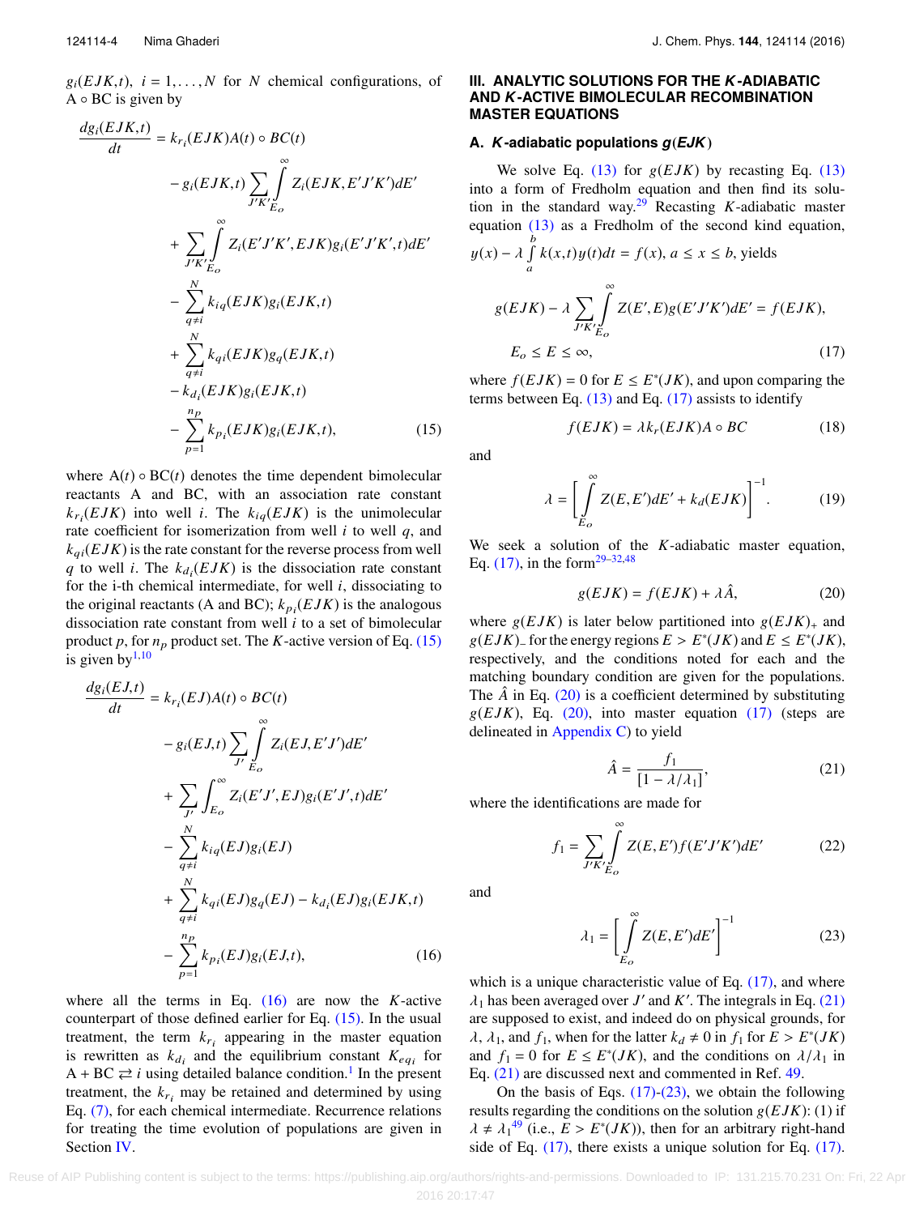$g_i(EJK,t)$, $i = 1,\ldots,N$ for $N$ chemical configurations, of A ∘ BC is given by

$$
\begin{aligned}
\frac{dg_i(EJK,t)}{dt} &= k_{r_i}(EJK)A(t) \circ BC(t) \\
&- g_i(EJK,t)\sum_{J'K'}\int_{E_o}^{\infty} Z_i(EJK,E'J'K')dE' \\
&+ \sum_{J'K'}\int_{E_o}^{\infty} Z_i(E'J'K',EJK)g_i(E'J'K',t)dE' \\
&- \sum_{q\neq i}^{N} k_{iq}(EJK)g_i(EJK,t) \\
&+ \sum_{q\neq i}^{N} k_{qi}(EJK)g_q(EJK,t) \\
&- k_{d_i}(EJK)g_i(EJK,t) \\
&- \sum_{p=1}^{n_p} k_{p_i}(EJK)g_i(EJK,t),
\end{aligned}
\tag{15}
$$

where A$(t)$ ∘ BC$(t)$ denotes the time dependent bimolecular reactants A and BC, with an association rate constant $k_{r_i}(EJK)$ into well $i$. The $k_{iq}(EJK)$ is the unimolecular rate coefficient for isomerization from well $i$ to well $q$, and $k_{qi}(EJK)$ is the rate constant for the reverse process from well $q$ to well $i$. The $k_{d_i}(EJK)$ is the dissociation rate constant for the i-th chemical intermediate, for well $i$, dissociating to the original reactants (A and BC); $k_{p_i}(EJK)$ is the analogous dissociation rate constant from well $i$ to a set of bimolecular product $p$, for $n_p$ product set. The $K$-active version of Eq. (15) is given by[1,10]

$$
\begin{aligned}
\frac{dg_i(EJ,t)}{dt} &= k_{r_i}(EJ)A(t) \circ BC(t) \\
&- g_i(EJ,t)\sum_{J'}\int_{E_o}^{\infty} Z_i(EJ,E'J')dE' \\
&+ \sum_{J'}\int_{E_o}^{\infty} Z_i(E'J',EJ)g_i(E'J',t)dE' \\
&- \sum_{q\neq i}^{N} k_{iq}(EJ)g_i(EJ) \\
&+ \sum_{q\neq i}^{N} k_{qi}(EJ)g_q(EJ) - k_{d_i}(EJ)g_i(EJK,t) \\
&- \sum_{p=1}^{n_p} k_{p_i}(EJ)g_i(EJ,t),
\end{aligned}
\tag{16}
$$

where all the terms in Eq. (16) are now the $K$-active counterpart of those defined earlier for Eq. (15). In the usual treatment, the term $k_{r_i}$ appearing in the master equation is rewritten as $k_{d_i}$ and the equilibrium constant $K_{eq_i}$ for A + BC ⇄ $i$ using detailed balance condition.[1] In the present treatment, the $k_{r_i}$ may be retained and determined by using Eq. (7), for each chemical intermediate. Recurrence relations for treating the time evolution of populations are given in Section IV.

## III. ANALYTIC SOLUTIONS FOR THE *K*-ADIABATIC AND *K*-ACTIVE BIMOLECULAR RECOMBINATION MASTER EQUATIONS

### A. *K*-adiabatic populations $g(EJK)$

We solve Eq. (13) for $g(EJK)$ by recasting Eq. (13) into a form of Fredholm equation and then find its solution in the standard way.[29] Recasting $K$-adiabatic master equation (13) as a Fredholm of the second kind equation, $y(x) - \lambda\int_a^b k(x,t)y(t)dt = f(x)$, $a \le x \le b$, yields

$$
g(EJK) - \lambda\sum_{J'K'}\int_{E_o}^{\infty} Z(E',E)g(E'J'K')dE' = f(EJK),
$$
$$
E_o \le E \le \infty, \tag{17}
$$

where $f(EJK) = 0$ for $E \le E^*(JK)$, and upon comparing the terms between Eq. (13) and Eq. (17) assists to identify

$$
f(EJK) = \lambda k_r(EJK)A \circ BC \tag{18}
$$

and

$$
\lambda = \left[\int_{E_o}^{\infty} Z(E,E')dE' + k_d(EJK)\right]^{-1}. \tag{19}
$$

We seek a solution of the $K$-adiabatic master equation, Eq. (17), in the form[29–32,48]

$$
g(EJK) = f(EJK) + \lambda\hat{A}, \tag{20}
$$

where $g(EJK)$ is later below partitioned into $g(EJK)_+$ and $g(EJK)_-$ for the energy regions $E > E^*(JK)$ and $E \le E^*(JK)$, respectively, and the conditions noted for each and the matching boundary condition are given for the populations. The $\hat{A}$ in Eq. (20) is a coefficient determined by substituting $g(EJK)$, Eq. (20), into master equation (17) (steps are delineated in Appendix C) to yield

$$
\hat{A} = \frac{f_1}{[1 - \lambda/\lambda_1]}, \tag{21}
$$

where the identifications are made for

$$
f_1 = \sum_{J'K'}\int_{E_o}^{\infty} Z(E,E')f(E'J'K')dE' \tag{22}
$$

and

$$
\lambda_1 = \left[\int_{E_o}^{\infty} Z(E,E')dE'\right]^{-1} \tag{23}
$$

which is a unique characteristic value of Eq. (17), and where $\lambda_1$ has been averaged over $J'$ and $K'$. The integrals in Eq. (21) are supposed to exist, and indeed do on physical grounds, for $\lambda$, $\lambda_1$, and $f_1$, when for the latter $k_d \neq 0$ in $f_1$ for $E > E^*(JK)$ and $f_1 = 0$ for $E \le E^*(JK)$, and the conditions on $\lambda/\lambda_1$ in Eq. (21) are discussed next and commented in Ref. 49.

On the basis of Eqs. (17)-(23), we obtain the following results regarding the conditions on the solution $g(EJK)$: (1) if $\lambda \neq \lambda_1$[49] (i.e., $E > E^*(JK)$), then for an arbitrary right-hand side of Eq. (17), there exists a unique solution for Eq. (17).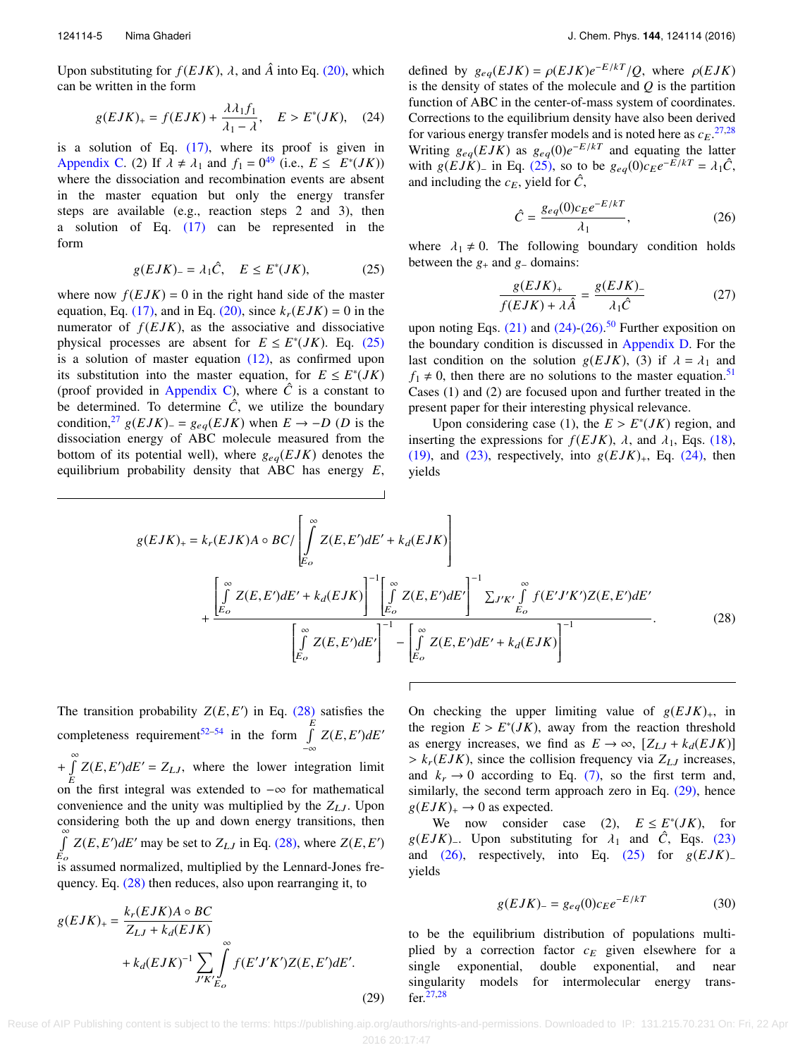Upon substituting for $f(EJK)$, $\lambda$, and $\hat{A}$ into Eq. (20), which can be written in the form

$$g(EJK)_+ = f(EJK) + \frac{\lambda\lambda_1 f_1}{\lambda_1 - \lambda}, \quad E > E^*(JK), \tag{24}$$

is a solution of Eq. (17), where its proof is given in Appendix C. (2) If $\lambda \neq \lambda_1$ and $f_1 = 0$[49] (i.e., $E \leq E^*(JK)$) where the dissociation and recombination events are absent in the master equation but only the energy transfer steps are available (e.g., reaction steps 2 and 3), then a solution of Eq. (17) can be represented in the form

$$g(EJK)_- = \lambda_1 \hat{C}, \quad E \leq E^*(JK), \tag{25}$$

where now $f(EJK) = 0$ in the right hand side of the master equation, Eq. (17), and in Eq. (20), since $k_r(EJK) = 0$ in the numerator of $f(EJK)$, as the associative and dissociative physical processes are absent for $E \leq E^*(JK)$. Eq. (25) is a solution of master equation (12), as confirmed upon its substitution into the master equation, for $E \leq E^*(JK)$ (proof provided in Appendix C), where $\hat{C}$ is a constant to be determined. To determine $\hat{C}$, we utilize the boundary condition,[27] $g(EJK)_- = g_{eq}(EJK)$ when $E \to -D$ ($D$ is the dissociation energy of ABC molecule measured from the bottom of its potential well), where $g_{eq}(EJK)$ denotes the equilibrium probability density that ABC has energy $E$, defined by $g_{eq}(EJK) = \rho(EJK)e^{-E/kT}/Q$, where $\rho(EJK)$ is the density of states of the molecule and $Q$ is the partition function of ABC in the center-of-mass system of coordinates. Corrections to the equilibrium density have also been derived for various energy transfer models and is noted here as $c_E$.[27,28] Writing $g_{eq}(EJK)$ as $g_{eq}(0)e^{-E/kT}$ and equating the latter with $g(EJK)_-$ in Eq. (25), so to be $g_{eq}(0)c_E e^{-E/kT} = \lambda_1\hat{C}$, and including the $c_E$, yield for $\hat{C}$,

$$\hat{C} = \frac{g_{eq}(0)c_E e^{-E/kT}}{\lambda_1}, \tag{26}$$

where $\lambda_1 \neq 0$. The following boundary condition holds between the $g_+$ and $g_-$ domains:

$$\frac{g(EJK)_+}{f(EJK) + \lambda\hat{A}} = \frac{g(EJK)_-}{\lambda_1\hat{C}} \tag{27}$$

upon noting Eqs. (21) and (24)-(26).[50] Further exposition on the boundary condition is discussed in Appendix D. For the last condition on the solution $g(EJK)$, (3) if $\lambda = \lambda_1$ and $f_1 \neq 0$, then there are no solutions to the master equation.[51] Cases (1) and (2) are focused upon and further treated in the present paper for their interesting physical relevance.

Upon considering case (1), the $E > E^*(JK)$ region, and inserting the expressions for $f(EJK)$, $\lambda$, and $\lambda_1$, Eqs. (18), (19), and (23), respectively, into $g(EJK)_+$, Eq. (24), then yields

$$g(EJK)_+ = k_r(EJK)A \circ BC/\left[\int_{E_o}^{\infty} Z(E,E')dE' + k_d(EJK)\right] + \frac{\left[\int_{E_o}^{\infty} Z(E,E')dE' + k_d(EJK)\right]^{-1}\left[\int_{E_o}^{\infty} Z(E,E')dE'\right]^{-1} \sum_{J'K'}\int_{E_o}^{\infty} f(E'J'K')Z(E,E')dE'}{\left[\int_{E_o}^{\infty} Z(E,E')dE'\right]^{-1} - \left[\int_{E_o}^{\infty} Z(E,E')dE' + k_d(EJK)\right]^{-1}}. \tag{28}$$

The transition probability $Z(E,E')$ in Eq. (28) satisfies the completeness requirement[52–54] in the form $\int_{-\infty}^{E} Z(E,E')dE' + \int_{E}^{\infty} Z(E,E')dE' = Z_{LJ}$, where the lower integration limit on the first integral was extended to $-\infty$ for mathematical convenience and the unity was multiplied by the $Z_{LJ}$. Upon considering both the up and down energy transitions, then $\int_{E_o}^{\infty} Z(E,E')dE'$ may be set to $Z_{LJ}$ in Eq. (28), where $Z(E,E')$ is assumed normalized, multiplied by the Lennard-Jones frequency. Eq. (28) then reduces, also upon rearranging it, to

$$g(EJK)_+ = \frac{k_r(EJK)A \circ BC}{Z_{LJ} + k_d(EJK)} + k_d(EJK)^{-1} \sum_{J'K'} \int_{E_o}^{\infty} f(E'J'K')Z(E,E')dE'. \tag{29}$$

On checking the upper limiting value of $g(EJK)_+$, in the region $E > E^*(JK)$, away from the reaction threshold as energy increases, we find as $E \to \infty$, $[Z_{LJ} + k_d(EJK)] > k_r(EJK)$, since the collision frequency via $Z_{LJ}$ increases, and $k_r \to 0$ according to Eq. (7), so the first term and, similarly, the second term approach zero in Eq. (29), hence $g(EJK)_+ \to 0$ as expected.

We now consider case (2), $E \leq E^*(JK)$, for $g(EJK)_-$. Upon substituting for $\lambda_1$ and $\hat{C}$, Eqs. (23) and (26), respectively, into Eq. (25) for $g(EJK)_-$ yields

$$g(EJK)_- = g_{eq}(0)c_E e^{-E/kT} \tag{30}$$

to be the equilibrium distribution of populations multiplied by a correction factor $c_E$ given elsewhere for a single exponential, double exponential, and near singularity models for intermolecular energy transfer.[27,28]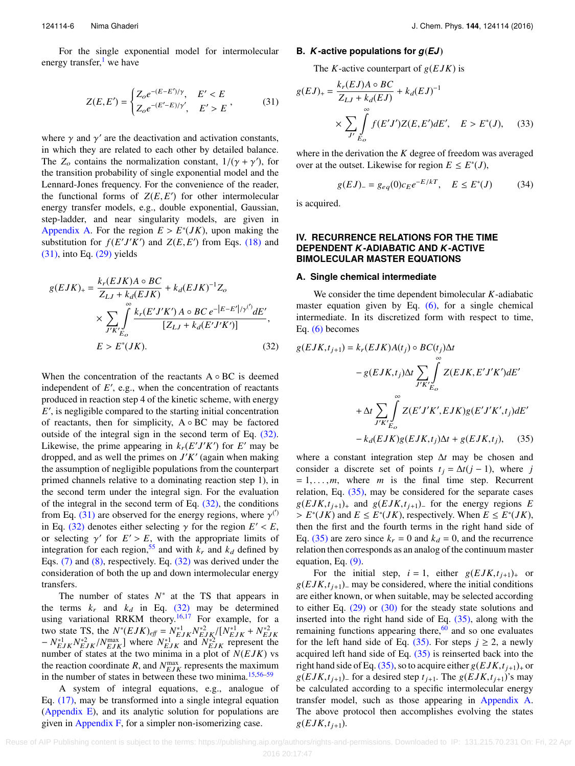For the single exponential model for intermolecular energy transfer,[1] we have

$$Z(E,E') = \begin{cases} Z_o e^{-(E-E')/\gamma}, & E' < E \\ Z_o e^{-(E'-E)/\gamma'}, & E' > E \end{cases}, \tag{31}$$

where $\gamma$ and $\gamma'$ are the deactivation and activation constants, in which they are related to each other by detailed balance. The $Z_o$ contains the normalization constant, $1/(\gamma + \gamma')$, for the transition probability of single exponential model and the Lennard-Jones frequency. For the convenience of the reader, the functional forms of $Z(E,E')$ for other intermolecular energy transfer models, e.g., double exponential, Gaussian, step-ladder, and near singularity models, are given in Appendix A. For the region $E > E^*(JK)$, upon making the substitution for $f(E'J'K')$ and $Z(E,E')$ from Eqs. (18) and (31), into Eq. (29) yields

$$g(EJK)_+ = \frac{k_r(EJK)A \circ BC}{Z_{LJ} + k_d(EJK)} + k_d(EJK)^{-1} Z_o \times \sum_{J'K'} \int_{E_o}^{\infty} \frac{k_r(E'J'K')\, A \circ BC\, e^{-|E-E'|/\gamma^{(')}} dE'}{[Z_{LJ} + k_d(E'J'K')]}, \quad E > E^*(JK). \tag{32}$$

When the concentration of the reactants $A \circ BC$ is deemed independent of $E'$, e.g., when the concentration of reactants produced in reaction step 4 of the kinetic scheme, with energy $E'$, is negligible compared to the starting initial concentration of reactants, then for simplicity, $A \circ BC$ may be factored outside of the integral sign in the second term of Eq. (32). Likewise, the prime appearing in $k_r(E'J'K')$ for $E'$ may be dropped, and as well the primes on $J'K'$ (again when making the assumption of negligible populations from the counterpart primed channels relative to a dominating reaction step 1), in the second term under the integral sign. For the evaluation of the integral in the second term of Eq. (32), the conditions from Eq. (31) are observed for the energy regions, where $\gamma^{(')}$ in Eq. (32) denotes either selecting $\gamma$ for the region $E' < E$, or selecting $\gamma'$ for $E' > E$, with the appropriate limits of integration for each region,[55] and with $k_r$ and $k_d$ defined by Eqs. (7) and (8), respectively. Eq. (32) was derived under the consideration of both the up and down intermolecular energy transfers.

The number of states $N^*$ at the TS that appears in the terms $k_r$ and $k_d$ in Eq. (32) may be determined using variational RRKM theory.[16,17] For example, for a two state TS, the $N^*(EJK)_{eff} = N^{*1}_{EJK} N^{*2}_{EJK} / [N^{*1}_{EJK} + N^{*2}_{EJK} - N^{*1}_{EJK} N^{*2}_{EJK} / N^{\max}_{EJK}]$ where $N^{*1}_{EJK}$ and $N^{*2}_{EJK}$ represent the number of states at the two minima in a plot of $N(EJK)$ vs the reaction coordinate $R$, and $N^{\max}_{EJK}$ represents the maximum in the number of states in between these two minima.[15,56–59]

A system of integral equations, e.g., analogue of Eq. (17), may be transformed into a single integral equation (Appendix E), and its analytic solution for populations are given in Appendix F, for a simpler non-isomerizing case.

### B. *K*-active populations for $g(EJ)$

The *K*-active counterpart of $g(EJK)$ is

$$g(EJ)_+ = \frac{k_r(EJ)A \circ BC}{Z_{LJ} + k_d(EJ)} + k_d(EJ)^{-1} \times \sum_{J'} \int_{E_o}^{\infty} f(E'J')Z(E,E')dE', \quad E > E^*(J), \tag{33}$$

where in the derivation the *K* degree of freedom was averaged over at the outset. Likewise for region $E \leq E^*(J)$,

$$g(EJ)_- = g_{eq}(0) c_E e^{-E/kT}, \quad E \leq E^*(J) \tag{34}$$

is acquired.

## IV. RECURRENCE RELATIONS FOR THE TIME DEPENDENT *K*-ADIABATIC AND *K*-ACTIVE BIMOLECULAR MASTER EQUATIONS

### A. Single chemical intermediate

We consider the time dependent bimolecular *K*-adiabatic master equation given by Eq. (6), for a single chemical intermediate. In its discretized form with respect to time, Eq. (6) becomes

$$\begin{aligned} g(EJK,t_{j+1}) = {} & k_r(EJK)A(t_j) \circ BC(t_j)\Delta t \\ & - g(EJK,t_j)\Delta t \sum_{J'K'} \int_{E_o}^{\infty} Z(EJK,E'J'K')dE' \\ & + \Delta t \sum_{J'K'} \int_{E_o}^{\infty} Z(E'J'K',EJK)g(E'J'K',t_j)dE' \\ & - k_d(EJK)g(EJK,t_j)\Delta t + g(EJK,t_j), \end{aligned} \tag{35}$$

where a constant integration step $\Delta t$ may be chosen and consider a discrete set of points $t_j = \Delta t(j-1)$, where $j = 1,\ldots,m$, where $m$ is the final time step. Recurrent relation, Eq. (35), may be considered for the separate cases $g(EJK,t_{j+1})_+$ and $g(EJK,t_{j+1})_-$ for the energy regions $E > E^*(JK)$ and $E \leq E^*(JK)$, respectively. When $E \leq E^*(JK)$, then the first and the fourth terms in the right hand side of Eq. (35) are zero since $k_r = 0$ and $k_d = 0$, and the recurrence relation then corresponds as an analog of the continuum master equation, Eq. (9).

For the initial step, $i = 1$, either $g(EJK,t_{j+1})_+$ or $g(EJK,t_{j+1})_-$ may be considered, where the initial conditions are either known, or when suitable, may be selected according to either Eq. (29) or (30) for the steady state solutions and inserted into the right hand side of Eq. (35), along with the remaining functions appearing there,[60] and so one evaluates for the left hand side of Eq. (35). For steps $j \geq 2$, a newly acquired left hand side of Eq. (35) is reinserted back into the right hand side of Eq. (35), so to acquire either $g(EJK,t_{j+1})_+$ or $g(EJK,t_{j+1})_-$ for a desired step $t_{j+1}$. The $g(EJK,t_{j+1})$'s may be calculated according to a specific intermolecular energy transfer model, such as those appearing in Appendix A. The above protocol then accomplishes evolving the states $g(EJK,t_{j+1})$.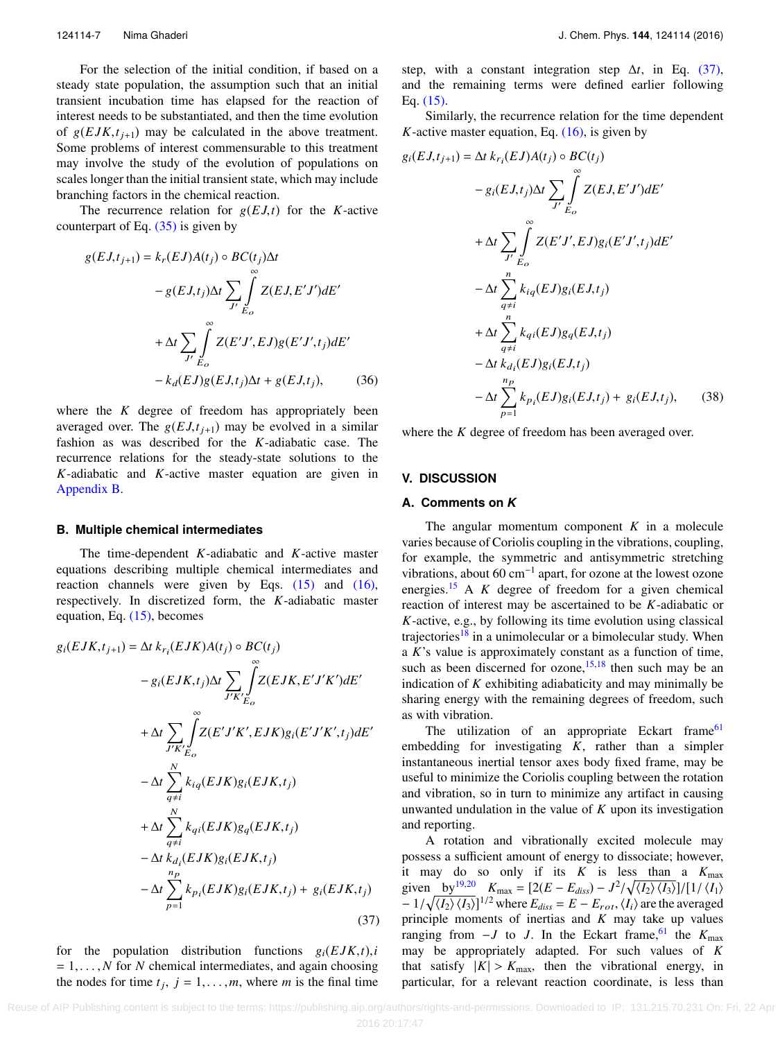For the selection of the initial condition, if based on a steady state population, the assumption such that an initial transient incubation time has elapsed for the reaction of interest needs to be substantiated, and then the time evolution of $g(EJK,t_{j+1})$ may be calculated in the above treatment. Some problems of interest commensurable to this treatment may involve the study of the evolution of populations on scales longer than the initial transient state, which may include branching factors in the chemical reaction.

The recurrence relation for $g(EJ,t)$ for the $K$-active counterpart of Eq. (35) is given by

$$
\begin{aligned}
g(EJ,t_{j+1}) = {} & k_r(EJ)A(t_j) \circ BC(t_j)\Delta t \\
& - g(EJ,t_j)\Delta t \sum_{J'} \int_{E_o}^{\infty} Z(EJ,E'J')dE' \\
& + \Delta t \sum_{J'} \int_{E_o}^{\infty} Z(E'J',EJ)g(E'J',t_j)dE' \\
& - k_d(EJ)g(EJ,t_j)\Delta t + g(EJ,t_j),
\end{aligned} \tag{36}
$$

where the $K$ degree of freedom has appropriately been averaged over. The $g(EJ,t_{j+1})$ may be evolved in a similar fashion as was described for the $K$-adiabatic case. The recurrence relations for the steady-state solutions to the $K$-adiabatic and $K$-active master equation are given in Appendix B.

### B. Multiple chemical intermediates

The time-dependent $K$-adiabatic and $K$-active master equations describing multiple chemical intermediates and reaction channels were given by Eqs. (15) and (16), respectively. In discretized form, the $K$-adiabatic master equation, Eq. (15), becomes

$$
\begin{aligned}
g_i(EJK,t_{j+1}) = {} & \Delta t\, k_{r_i}(EJK)A(t_j) \circ BC(t_j) \\
& - g_i(EJK,t_j)\Delta t \sum_{J'K'} \int_{E_o}^{\infty} Z(EJK,E'J'K')dE' \\
& + \Delta t \sum_{J'K'} \int_{E_o}^{\infty} Z(E'J'K',EJK)g_i(E'J'K',t_j)dE' \\
& - \Delta t \sum_{q\neq i}^{N} k_{iq}(EJK)g_i(EJK,t_j) \\
& + \Delta t \sum_{q\neq i}^{N} k_{qi}(EJK)g_q(EJK,t_j) \\
& - \Delta t\, k_{d_i}(EJK)g_i(EJK,t_j) \\
& - \Delta t \sum_{p=1}^{n_p} k_{p_i}(EJK)g_i(EJK,t_j) + g_i(EJK,t_j)
\end{aligned} \tag{37}
$$

for the population distribution functions $g_i(EJK,t), i = 1,\ldots,N$ for $N$ chemical intermediates, and again choosing the nodes for time $t_j$, $j = 1,\ldots,m$, where $m$ is the final time step, with a constant integration step $\Delta t$, in Eq. (37), and the remaining terms were defined earlier following Eq. (15).

Similarly, the recurrence relation for the time dependent $K$-active master equation, Eq. (16), is given by

$$
\begin{aligned}
g_i(EJ,t_{j+1}) = {} & \Delta t\, k_{r_i}(EJ)A(t_j) \circ BC(t_j) \\
& - g_i(EJ,t_j)\Delta t \sum_{J'} \int_{E_o}^{\infty} Z(EJ,E'J')dE' \\
& + \Delta t \sum_{J'} \int_{E_o}^{\infty} Z(E'J',EJ)g_i(E'J',t_j)dE' \\
& - \Delta t \sum_{q\neq i}^{n} k_{iq}(EJ)g_i(EJ,t_j) \\
& + \Delta t \sum_{q\neq i}^{n} k_{qi}(EJ)g_q(EJ,t_j) \\
& - \Delta t\, k_{d_i}(EJ)g_i(EJ,t_j) \\
& - \Delta t \sum_{p=1}^{n_P} k_{p_i}(EJ)g_i(EJ,t_j) + g_i(EJ,t_j),
\end{aligned} \tag{38}
$$

where the $K$ degree of freedom has been averaged over.

## V. DISCUSSION

### A. Comments on $K$

The angular momentum component $K$ in a molecule varies because of Coriolis coupling in the vibrations, coupling, for example, the symmetric and antisymmetric stretching vibrations, about 60 cm$^{-1}$ apart, for ozone at the lowest ozone energies.[15] A $K$ degree of freedom for a given chemical reaction of interest may be ascertained to be $K$-adiabatic or $K$-active, e.g., by following its time evolution using classical trajectories[18] in a unimolecular or a bimolecular study. When a $K$'s value is approximately constant as a function of time, such as been discerned for ozone,[15,18] then such may be an indication of $K$ exhibiting adiabaticity and may minimally be sharing energy with the remaining degrees of freedom, such as with vibration.

The utilization of an appropriate Eckart frame[61] embedding for investigating $K$, rather than a simpler instantaneous inertial tensor axes body fixed frame, may be useful to minimize the Coriolis coupling between the rotation and vibration, so in turn to minimize any artifact in causing unwanted undulation in the value of $K$ upon its investigation and reporting.

A rotation and vibrationally excited molecule may possess a sufficient amount of energy to dissociate; however, it may do so only if its $K$ is less than a $K_{\max}$ given by[19,20] $K_{\max} = [2(E - E_{diss}) - J^2/\sqrt{\langle I_2\rangle\langle I_3\rangle}]/[1/\langle I_1\rangle - 1/\sqrt{\langle I_2\rangle\langle I_3\rangle}]^{1/2}$ where $E_{diss} = E - E_{rot}$, $\langle I_i\rangle$ are the averaged principle moments of inertias and $K$ may take up values ranging from $-J$ to $J$. In the Eckart frame,[61] the $K_{\max}$ may be appropriately adapted. For such values of $K$ that satisfy $|K| > K_{\max}$, then the vibrational energy, in particular, for a relevant reaction coordinate, is less than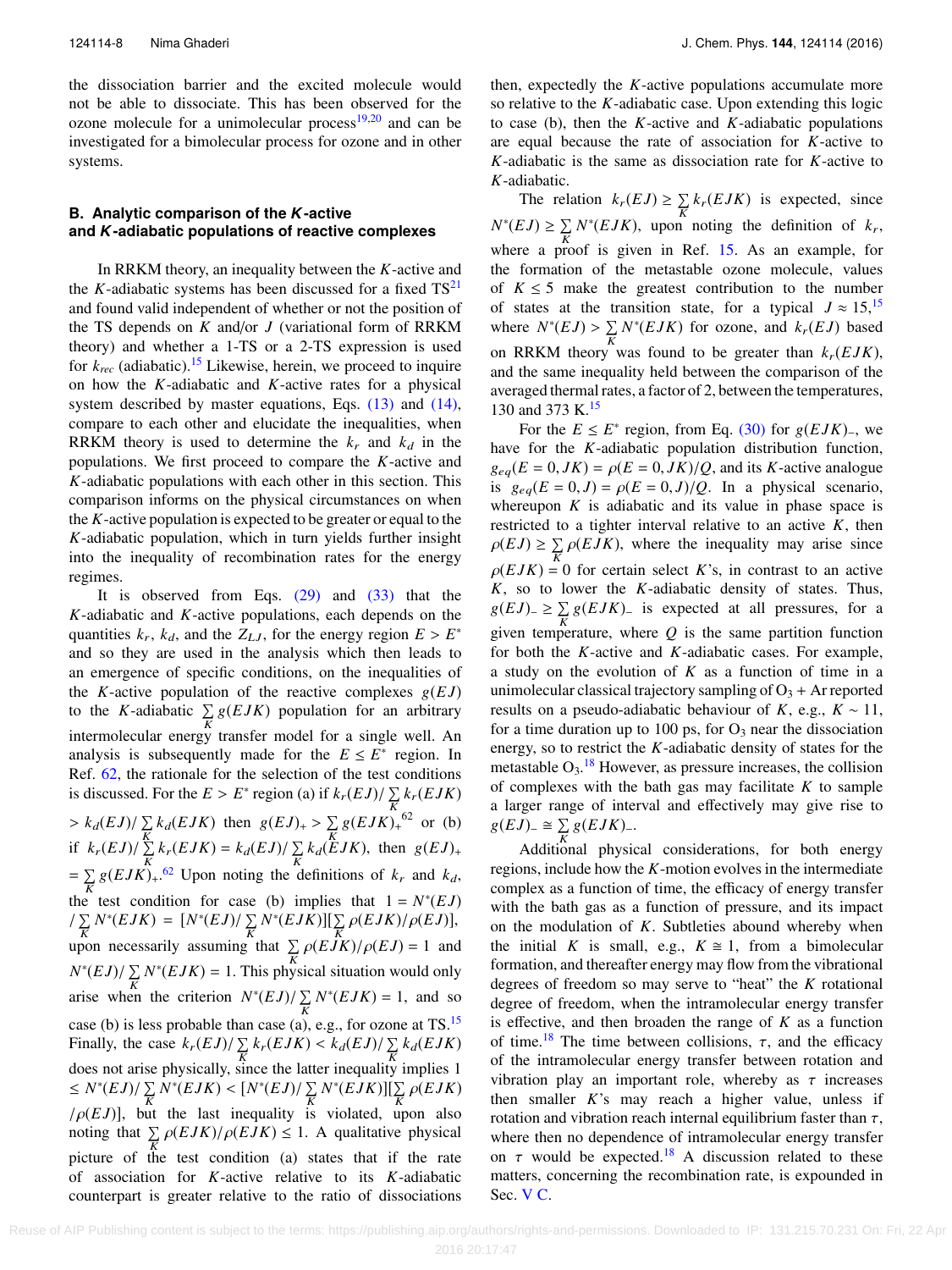the dissociation barrier and the excited molecule would not be able to dissociate. This has been observed for the ozone molecule for a unimolecular process[19,20] and can be investigated for a bimolecular process for ozone and in other systems.

### B. Analytic comparison of the $K$-active and $K$-adiabatic populations of reactive complexes

In RRKM theory, an inequality between the $K$-active and the $K$-adiabatic systems has been discussed for a fixed TS[21] and found valid independent of whether or not the position of the TS depends on $K$ and/or $J$ (variational form of RRKM theory) and whether a 1-TS or a 2-TS expression is used for $k_{rec}$ (adiabatic).[15] Likewise, herein, we proceed to inquire on how the $K$-adiabatic and $K$-active rates for a physical system described by master equations, Eqs. (13) and (14), compare to each other and elucidate the inequalities, when RRKM theory is used to determine the $k_r$ and $k_d$ in the populations. We first proceed to compare the $K$-active and $K$-adiabatic populations with each other in this section. This comparison informs on the physical circumstances on when the $K$-active population is expected to be greater or equal to the $K$-adiabatic population, which in turn yields further insight into the inequality of recombination rates for the energy regimes.

It is observed from Eqs. (29) and (33) that the $K$-adiabatic and $K$-active populations, each depends on the quantities $k_r$, $k_d$, and the $Z_{LJ}$, for the energy region $E > E^*$ and so they are used in the analysis which then leads to an emergence of specific conditions, on the inequalities of the $K$-active population of the reactive complexes $g(EJ)$ to the $K$-adiabatic $\sum_K g(EJK)$ population for an arbitrary intermolecular energy transfer model for a single well. An analysis is subsequently made for the $E \le E^*$ region. In Ref. 62, the rationale for the selection of the test conditions is discussed. For the $E > E^*$ region (a) if $k_r(EJ)/\sum_K k_r(EJK) > k_d(EJ)/\sum_K k_d(EJK)$ then $g(EJ)_+ > \sum_K g(EJK)_+$[62] or (b) if $k_r(EJ)/\sum_K k_r(EJK) = k_d(EJ)/\sum_K k_d(EJK)$, then $g(EJ)_+ = \sum_K g(EJK)_+$.[62] Upon noting the definitions of $k_r$ and $k_d$, the test condition for case (b) implies that $1 = N^*(EJ)/\sum_K N^*(EJK) = [N^*(EJ)/\sum_K N^*(EJK)][\sum_K \rho(EJK)/\rho(EJ)]$, upon necessarily assuming that $\sum_K \rho(EJK)/\rho(EJ) = 1$ and $N^*(EJ)/\sum_K N^*(EJK) = 1$. This physical situation would only arise when the criterion $N^*(EJ)/\sum_K N^*(EJK) = 1$, and so case (b) is less probable than case (a), e.g., for ozone at TS.[15] Finally, the case $k_r(EJ)/\sum_K k_r(EJK) < k_d(EJ)/\sum_K k_d(EJK)$ does not arise physically, since the latter inequality implies $1 \le N^*(EJ)/\sum_K N^*(EJK) < [N^*(EJ)/\sum_K N^*(EJK)][\sum_K \rho(EJK)/\rho(EJ)]$, but the last inequality is violated, upon also noting that $\sum_K \rho(EJK)/\rho(EJ) \le 1$. A qualitative physical picture of the test condition (a) states that if the rate of association for $K$-active relative to its $K$-adiabatic counterpart is greater relative to the ratio of dissociations then, expectedly the $K$-active populations accumulate more so relative to the $K$-adiabatic case. Upon extending this logic to case (b), then the $K$-active and $K$-adiabatic populations are equal because the rate of association for $K$-active to $K$-adiabatic is the same as dissociation rate for $K$-active to $K$-adiabatic.

The relation $k_r(EJ) \ge \sum_K k_r(EJK)$ is expected, since $N^*(EJ) \ge \sum_K N^*(EJK)$, upon noting the definition of $k_r$, where a proof is given in Ref. 15. As an example, for the formation of the metastable ozone molecule, values of $K \le 5$ make the greatest contribution to the number of states at the transition state, for a typical $J \approx 15$,[15] where $N^*(EJ) > \sum_K N^*(EJK)$ for ozone, and $k_r(EJ)$ based on RRKM theory was found to be greater than $k_r(EJK)$, and the same inequality held between the comparison of the averaged thermal rates, a factor of 2, between the temperatures, 130 and 373 K.[15]

For the $E \le E^*$ region, from Eq. (30) for $g(EJK)_-$, we have for the $K$-adiabatic population distribution function, $g_{eq}(E = 0, JK) = \rho(E = 0, JK)/Q$, and its $K$-active analogue is $g_{eq}(E = 0, J) = \rho(E = 0, J)/Q$. In a physical scenario, whereupon $K$ is adiabatic and its value in phase space is restricted to a tighter interval relative to an active $K$, then $\rho(EJ) \ge \sum_K \rho(EJK)$, where the inequality may arise since $\rho(EJK) = 0$ for certain select $K$'s, in contrast to an active $K$, so to lower the $K$-adiabatic density of states. Thus, $g(EJ)_- \ge \sum_K g(EJK)_-$ is expected at all pressures, for a given temperature, where $Q$ is the same partition function for both the $K$-active and $K$-adiabatic cases. For example, a study on the evolution of $K$ as a function of time in a unimolecular classical trajectory sampling of $O_3$ + Ar reported results on a pseudo-adiabatic behaviour of $K$, e.g., $K \sim 11$, for a time duration up to 100 ps, for $O_3$ near the dissociation energy, so to restrict the $K$-adiabatic density of states for the metastable $O_3$.[18] However, as pressure increases, the collision of complexes with the bath gas may facilitate $K$ to sample a larger range of interval and effectively may give rise to $g(EJ)_- \cong \sum_K g(EJK)_-$.

Additional physical considerations, for both energy regions, include how the $K$-motion evolves in the intermediate complex as a function of time, the efficacy of energy transfer with the bath gas as a function of pressure, and its impact on the modulation of $K$. Subtleties abound whereby when the initial $K$ is small, e.g., $K \cong 1$, from a bimolecular formation, and thereafter energy may flow from the vibrational degrees of freedom so may serve to "heat" the $K$ rotational degree of freedom, when the intramolecular energy transfer is effective, and then broaden the range of $K$ as a function of time.[18] The time between collisions, $\tau$, and the efficacy of the intramolecular energy transfer between rotation and vibration play an important role, whereby as $\tau$ increases then smaller $K$'s may reach a higher value, unless if rotation and vibration reach internal equilibrium faster than $\tau$, where then no dependence of intramolecular energy transfer on $\tau$ would be expected.[18] A discussion related to these matters, concerning the recombination rate, is expounded in Sec. V C.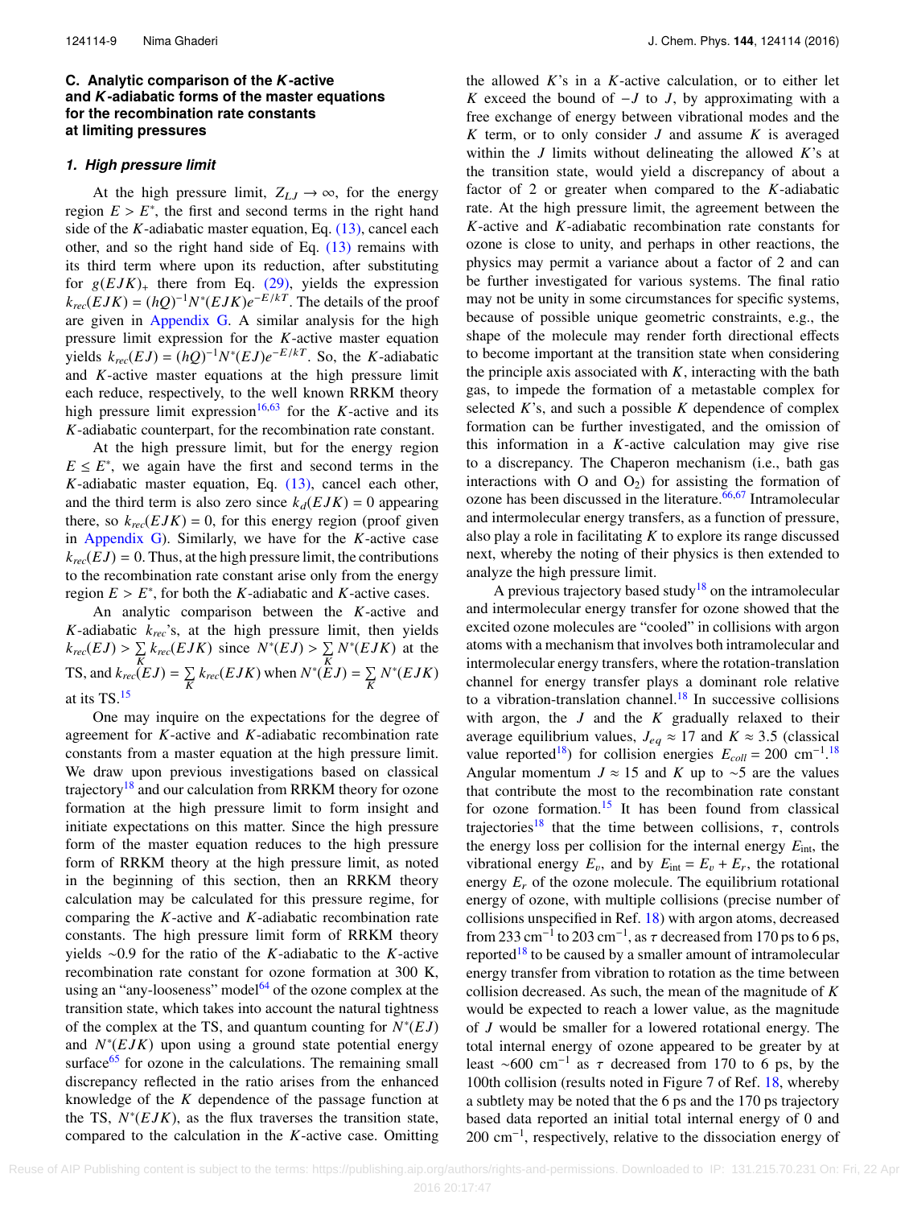### C. Analytic comparison of the *K*-active and *K*-adiabatic forms of the master equations for the recombination rate constants at limiting pressures

#### 1. High pressure limit

At the high pressure limit, $Z_{LJ} \to \infty$, for the energy region $E > E^*$, the first and second terms in the right hand side of the *K*-adiabatic master equation, Eq. (13), cancel each other, and so the right hand side of Eq. (13) remains with its third term where upon its reduction, after substituting for $g(EJK)_+$ there from Eq. (29), yields the expression $k_{rec}(EJK) = (hQ)^{-1}N^*(EJK)e^{-E/kT}$. The details of the proof are given in Appendix G. A similar analysis for the high pressure limit expression for the *K*-active master equation yields $k_{rec}(EJ) = (hQ)^{-1}N^*(EJ)e^{-E/kT}$. So, the *K*-adiabatic and *K*-active master equations at the high pressure limit each reduce, respectively, to the well known RRKM theory high pressure limit expression[16,63] for the *K*-active and its *K*-adiabatic counterpart, for the recombination rate constant.

At the high pressure limit, but for the energy region $E \leq E^*$, we again have the first and second terms in the *K*-adiabatic master equation, Eq. (13), cancel each other, and the third term is also zero since $k_d(EJK) = 0$ appearing there, so $k_{rec}(EJK) = 0$, for this energy region (proof given in Appendix G). Similarly, we have for the *K*-active case $k_{rec}(EJ) = 0$. Thus, at the high pressure limit, the contributions to the recombination rate constant arise only from the energy region $E > E^*$, for both the *K*-adiabatic and *K*-active cases.

An analytic comparison between the *K*-active and *K*-adiabatic $k_{rec}$'s, at the high pressure limit, then yields $k_{rec}(EJ) > \sum_K k_{rec}(EJK)$ since $N^*(EJ) > \sum_K N^*(EJK)$ at the TS, and $k_{rec}(EJ) = \sum_K k_{rec}(EJK)$ when $N^*(EJ) = \sum_K N^*(EJK)$ at its TS.[15]

One may inquire on the expectations for the degree of agreement for *K*-active and *K*-adiabatic recombination rate constants from a master equation at the high pressure limit. We draw upon previous investigations based on classical trajectory[18] and our calculation from RRKM theory for ozone formation at the high pressure limit to form insight and initiate expectations on this matter. Since the high pressure form of the master equation reduces to the high pressure form of RRKM theory at the high pressure limit, as noted in the beginning of this section, then an RRKM theory calculation may be calculated for this pressure regime, for comparing the *K*-active and *K*-adiabatic recombination rate constants. The high pressure limit form of RRKM theory yields ~0.9 for the ratio of the *K*-adiabatic to the *K*-active recombination rate constant for ozone formation at 300 K, using an "any-looseness" model[64] of the ozone complex at the transition state, which takes into account the natural tightness of the complex at the TS, and quantum counting for $N^*(EJ)$ and $N^*(EJK)$ upon using a ground state potential energy surface[65] for ozone in the calculations. The remaining small discrepancy reflected in the ratio arises from the enhanced knowledge of the *K* dependence of the passage function at the TS, $N^*(EJK)$, as the flux traverses the transition state, compared to the calculation in the *K*-active case. Omitting the allowed *K*'s in a *K*-active calculation, or to either let *K* exceed the bound of $-J$ to $J$, by approximating with a free exchange of energy between vibrational modes and the *K* term, or to only consider *J* and assume *K* is averaged within the *J* limits without delineating the allowed *K*'s at the transition state, would yield a discrepancy of about a factor of 2 or greater when compared to the *K*-adiabatic rate. At the high pressure limit, the agreement between the *K*-active and *K*-adiabatic recombination rate constants for ozone is close to unity, and perhaps in other reactions, the physics may permit a variance about a factor of 2 and can be further investigated for various systems. The final ratio may not be unity in some circumstances for specific systems, because of possible unique geometric constraints, e.g., the shape of the molecule may render forth directional effects to become important at the transition state when considering the principle axis associated with *K*, interacting with the bath gas, to impede the formation of a metastable complex for selected *K*'s, and such a possible *K* dependence of complex formation can be further investigated, and the omission of this information in a *K*-active calculation may give rise to a discrepancy. The Chaperon mechanism (i.e., bath gas interactions with O and $O_2$) for assisting the formation of ozone has been discussed in the literature.[66,67] Intramolecular and intermolecular energy transfers, as a function of pressure, also play a role in facilitating *K* to explore its range discussed next, whereby the noting of their physics is then extended to analyze the high pressure limit.

A previous trajectory based study[18] on the intramolecular and intermolecular energy transfer for ozone showed that the excited ozone molecules are "cooled" in collisions with argon atoms with a mechanism that involves both intramolecular and intermolecular energy transfers, where the rotation-translation channel for energy transfer plays a dominant role relative to a vibration-translation channel.[18] In successive collisions with argon, the *J* and the *K* gradually relaxed to their average equilibrium values, $J_{eq} \approx 17$ and $K \approx 3.5$ (classical value reported[18]) for collision energies $E_{coll} = 200$ cm$^{-1}$.[18] Angular momentum $J \approx 15$ and *K* up to ~5 are the values that contribute the most to the recombination rate constant for ozone formation.[15] It has been found from classical trajectories[18] that the time between collisions, $\tau$, controls the energy loss per collision for the internal energy $E_{\text{int}}$, the vibrational energy $E_v$, and by $E_{\text{int}} = E_v + E_r$, the rotational energy $E_r$ of the ozone molecule. The equilibrium rotational energy of ozone, with multiple collisions (precise number of collisions unspecified in Ref. 18) with argon atoms, decreased from 233 cm$^{-1}$ to 203 cm$^{-1}$, as $\tau$ decreased from 170 ps to 6 ps, reported[18] to be caused by a smaller amount of intramolecular energy transfer from vibration to rotation as the time between collisions decreased. As such, the mean of the magnitude of *K* would be expected to reach a lower value, as the magnitude of *J* would be smaller for a lowered rotational energy. The total internal energy of ozone appeared to be greater by at least ~600 cm$^{-1}$ as $\tau$ decreased from 170 to 6 ps, by the 100th collision (results noted in Figure 7 of Ref. 18, whereby a subtlety may be noted that the 6 ps and the 170 ps trajectory based data reported an initial total internal energy of 0 and 200 cm$^{-1}$, respectively, relative to the dissociation energy of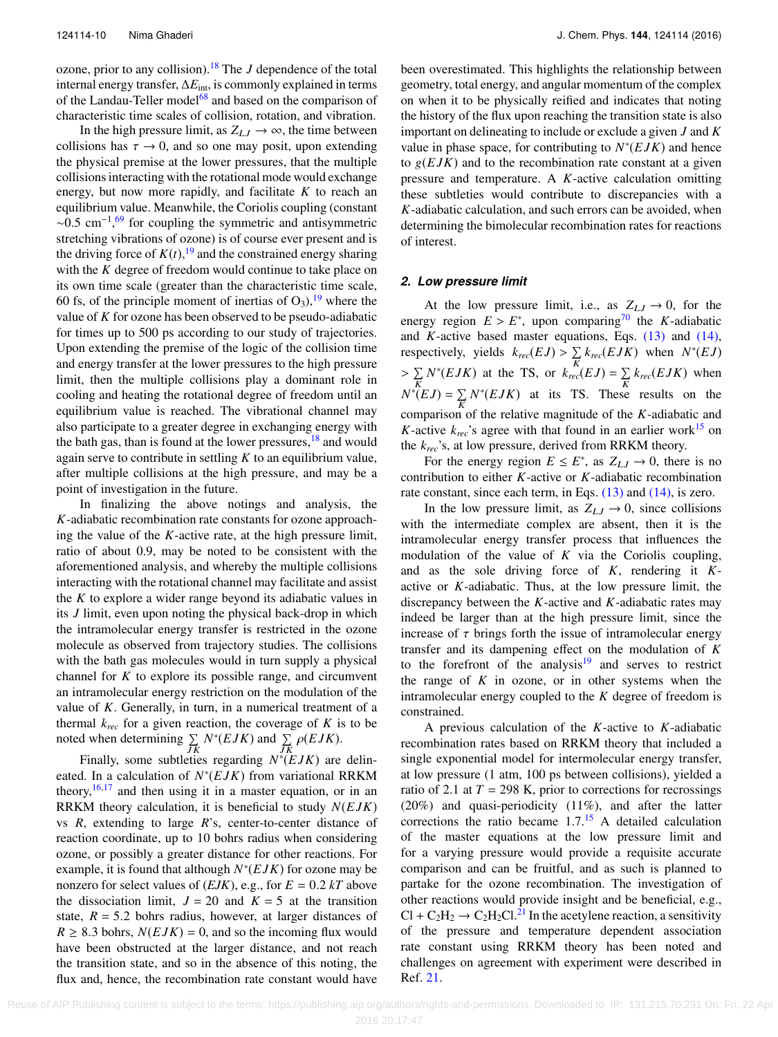ozone, prior to any collision).[18] The $J$ dependence of the total internal energy transfer, $\Delta E_{\text{int}}$, is commonly explained in terms of the Landau-Teller model[68] and based on the comparison of characteristic time scales of collision, rotation, and vibration.

In the high pressure limit, as $Z_{LJ} \to \infty$, the time between collisions has $\tau \to 0$, and so one may posit, upon extending the physical premise at the lower pressures, that the multiple collisions interacting with the rotational mode would exchange energy, but now more rapidly, and facilitate $K$ to reach an equilibrium value. Meanwhile, the Coriolis coupling (constant $\sim$0.5 cm$^{-1}$,[69] for coupling the symmetric and antisymmetric stretching vibrations of ozone) is of course ever present and is the driving force of $K(t)$,[19] and the constrained energy sharing with the $K$ degree of freedom would continue to take place on its own time scale (greater than the characteristic time scale, 60 fs, of the principle moment of inertias of $O_3$),[19] where the value of $K$ for ozone has been observed to be pseudo-adiabatic for times up to 500 ps according to our study of trajectories. Upon extending the premise of the logic of the collision time and energy transfer at the lower pressures to the high pressure limit, then the multiple collisions play a dominant role in cooling and heating the rotational degree of freedom until an equilibrium value is reached. The vibrational channel may also participate to a greater degree in exchanging energy with the bath gas, than is found at the lower pressures,[18] and would again serve to contribute in settling $K$ to an equilibrium value, after multiple collisions at the high pressure, and may be a point of investigation in the future.

In finalizing the above notings and analysis, the $K$-adiabatic recombination rate constants for ozone approaching the value of the $K$-active rate, at the high pressure limit, ratio of about 0.9, may be noted to be consistent with the aforementioned analysis, and whereby the multiple collisions interacting with the rotational channel may facilitate and assist the $K$ to explore a wider range beyond its adiabatic values in its $J$ limit, even upon noting the physical back-drop in which the intramolecular energy transfer is restricted in the ozone molecule as observed from trajectory studies. The collisions with the bath gas molecules would in turn supply a physical channel for $K$ to explore its possible range, and circumvent an intramolecular energy restriction on the modulation of the value of $K$. Generally, in turn, in a numerical treatment of a thermal $k_{rec}$ for a given reaction, the coverage of $K$ is to be noted when determining $\sum_{JK} N^*(EJK)$ and $\sum_{JK} \rho(EJK)$.

Finally, some subtleties regarding $N^*(EJK)$ are delineated. In a calculation of $N^*(EJK)$ from variational RRKM theory,[16,17] and then using it in a master equation, or in an RRKM theory calculation, it is beneficial to study $N(EJK)$ vs $R$, extending to large $R$'s, center-to-center distance of reaction coordinate, up to 10 bohrs radius when considering ozone, or possibly a greater distance for other reactions. For example, it is found that although $N^*(EJK)$ for ozone may be nonzero for select values of $(EJK)$, e.g., for $E = 0.2\ kT$ above the dissociation limit, $J = 20$ and $K = 5$ at the transition state, $R = 5.2$ bohrs radius, however, at larger distances of $R \geq 8.3$ bohrs, $N(EJK) = 0$, and so the incoming flux would have been obstructed at the larger distance, and not reach the transition state, and so in the absence of this noting, the flux and, hence, the recombination rate constant would have been overestimated. This highlights the relationship between geometry, total energy, and angular momentum of the complex on when it to be physically reified and indicates that noting the history of the flux upon reaching the transition state is also important on delineating to include or exclude a given $J$ and $K$ value in phase space, for contributing to $N^*(EJK)$ and hence to $g(EJK)$ and to the recombination rate constant at a given pressure and temperature. A $K$-active calculation omitting these subtleties would contribute to discrepancies with a $K$-adiabatic calculation, and such errors can be avoided, when determining the bimolecular recombination rates for reactions of interest.

### *2. Low pressure limit*

At the low pressure limit, i.e., as $Z_{LJ} \to 0$, for the energy region $E > E^*$, upon comparing[70] the $K$-adiabatic and $K$-active based master equations, Eqs. (13) and (14), respectively, yields $k_{rec}(EJ) > \sum_K k_{rec}(EJK)$ when $N^*(EJ) > \sum_K N^*(EJK)$ at the TS, or $k_{rec}(EJ) = \sum_K k_{rec}(EJK)$ when $N^*(EJ) = \sum_K N^*(EJK)$ at its TS. These results on the comparison of the relative magnitude of the $K$-adiabatic and $K$-active $k_{rec}$'s agree with that found in an earlier work[15] on the $k_{rec}$'s, at low pressure, derived from RRKM theory.

For the energy region $E \leq E^*$, as $Z_{LJ} \to 0$, there is no contribution to either $K$-active or $K$-adiabatic recombination rate constant, since each term, in Eqs. (13) and (14), is zero.

In the low pressure limit, as $Z_{LJ} \to 0$, since collisions with the intermediate complex are absent, then it is the intramolecular energy transfer process that influences the modulation of the value of $K$ via the Coriolis coupling, and as the sole driving force of $K$, rendering it $K$-active or $K$-adiabatic. Thus, at the low pressure limit, the discrepancy between the $K$-active and $K$-adiabatic rates may indeed be larger than at the high pressure limit, since the increase of $\tau$ brings forth the issue of intramolecular energy transfer and its dampening effect on the modulation of $K$ to the forefront of the analysis[19] and serves to restrict the range of $K$ in ozone, or in other systems when the intramolecular energy coupled to the $K$ degree of freedom is constrained.

A previous calculation of the $K$-active to $K$-adiabatic recombination rates based on RRKM theory that included a single exponential model for intermolecular energy transfer, at low pressure (1 atm, 100 ps between collisions), yielded a ratio of 2.1 at $T = 298$ K, prior to corrections for recrossings (20%) and quasi-periodicity (11%), and after the latter corrections the ratio became 1.7.[15] A detailed calculation of the master equations at the low pressure limit and for a varying pressure would provide a requisite accurate comparison and can be fruitful, and as such is planned to partake for the ozone recombination. The investigation of other reactions would provide insight and be beneficial, e.g., $Cl + C_2H_2 \to C_2H_2Cl$.[21] In the acetylene reaction, a sensitivity of the pressure and temperature dependent association rate constant using RRKM theory has been noted and challenges on agreement with experiment were described in Ref. 21.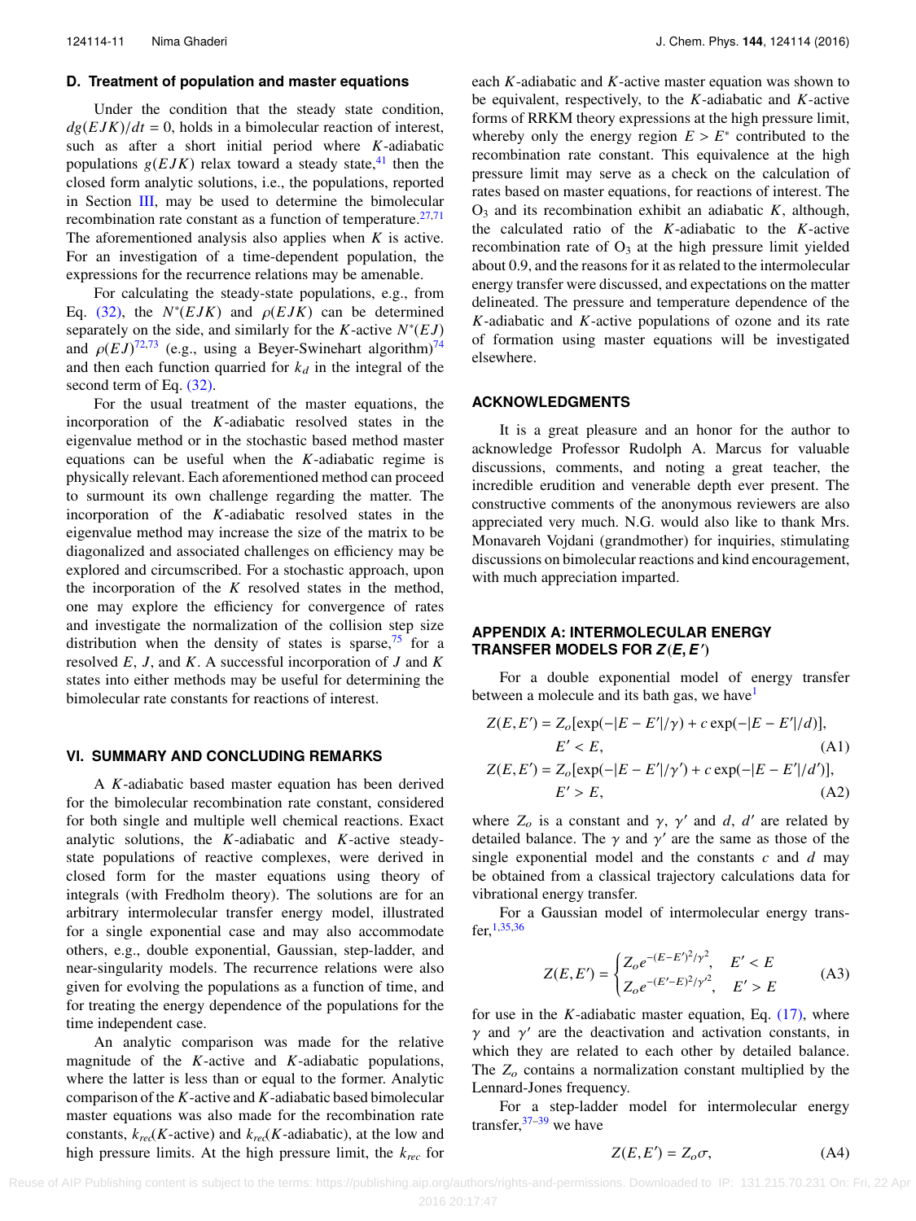### D. Treatment of population and master equations

Under the condition that the steady state condition, $dg(EJK)/dt = 0$, holds in a bimolecular reaction of interest, such as after a short initial period where $K$-adiabatic populations $g(EJK)$ relax toward a steady state,[41] then the closed form analytic solutions, i.e., the populations, reported in Section III, may be used to determine the bimolecular recombination rate constant as a function of temperature.[27,71] The aforementioned analysis also applies when $K$ is active. For an investigation of a time-dependent population, the expressions for the recurrence relations may be amenable.

For calculating the steady-state populations, e.g., from Eq. (32), the $N^*(EJK)$ and $\rho(EJK)$ can be determined separately on the side, and similarly for the $K$-active $N^*(EJ)$ and $\rho(EJ)$[72,73] (e.g., using a Beyer-Swinehart algorithm)[74] and then each function quarried for $k_d$ in the integral of the second term of Eq. (32).

For the usual treatment of the master equations, the incorporation of the $K$-adiabatic resolved states in the eigenvalue method or in the stochastic based method master equations can be useful when the $K$-adiabatic regime is physically relevant. Each aforementioned method can proceed to surmount its own challenge regarding the matter. The incorporation of the $K$-adiabatic resolved states in the eigenvalue method may increase the size of the matrix to be diagonalized and associated challenges on efficiency may be explored and circumscribed. For a stochastic approach, upon the incorporation of the $K$ resolved states in the method, one may explore the efficiency for convergence of rates and investigate the normalization of the collision step size distribution when the density of states is sparse,[75] for a resolved $E$, $J$, and $K$. A successful incorporation of $J$ and $K$ states into either methods may be useful for determining the bimolecular rate constants for reactions of interest.

## VI. SUMMARY AND CONCLUDING REMARKS

A $K$-adiabatic based master equation has been derived for the bimolecular recombination rate constant, considered for both single and multiple well chemical reactions. Exact analytic solutions, the $K$-adiabatic and $K$-active steady-state populations of reactive complexes, were derived in closed form for the master equations using theory of integrals (with Fredholm theory). The solutions are for an arbitrary intermolecular transfer energy model, illustrated for a single exponential case and may also accommodate others, e.g., double exponential, Gaussian, step-ladder, and near-singularity models. The recurrence relations were also given for evolving the populations as a function of time, and for treating the energy dependence of the populations for the time independent case.

An analytic comparison was made for the relative magnitude of the $K$-active and $K$-adiabatic populations, where the latter is less than or equal to the former. Analytic comparison of the $K$-active and $K$-adiabatic based bimolecular master equations was also made for the recombination rate constants, $k_{rec}(K\text{-active})$ and $k_{rec}(K\text{-adiabatic})$, at the low and high pressure limits. At the high pressure limit, the $k_{rec}$ for each $K$-adiabatic and $K$-active master equation was shown to be equivalent, respectively, to the $K$-adiabatic and $K$-active forms of RRKM theory expressions at the high pressure limit, whereby only the energy region $E > E^*$ contributed to the recombination rate constant. This equivalence at the high pressure limit may serve as a check on the calculation of rates based on master equations, for reactions of interest. The $O_3$ and its recombination exhibit an adiabatic $K$, although, the calculated ratio of the $K$-adiabatic to the $K$-active recombination rate of $O_3$ at the high pressure limit yielded about 0.9, and the reasons for it as related to the intermolecular energy transfer were discussed, and expectations on the matter delineated. The pressure and temperature dependence of the $K$-adiabatic and $K$-active populations of ozone and its rate of formation using master equations will be investigated elsewhere.

## ACKNOWLEDGMENTS

It is a great pleasure and an honor for the author to acknowledge Professor Rudolph A. Marcus for valuable discussions, comments, and noting a great teacher, the incredible erudition and venerable depth ever present. The constructive comments of the anonymous reviewers are also appreciated very much. N.G. would also like to thank Mrs. Monavareh Vojdani (grandmother) for inquiries, stimulating discussions on bimolecular reactions and kind encouragement, with much appreciation imparted.

## APPENDIX A: INTERMOLECULAR ENERGY TRANSFER MODELS FOR $Z(E, E')$

For a double exponential model of energy transfer between a molecule and its bath gas, we have[1]

$$Z(E,E') = Z_o[\exp(-|E-E'|/\gamma) + c\exp(-|E-E'|/d)], \quad E' < E, \tag{A1}$$

$$Z(E,E') = Z_o[\exp(-|E-E'|/\gamma') + c\exp(-|E-E'|/d')], \quad E' > E, \tag{A2}$$

where $Z_o$ is a constant and $\gamma$, $\gamma'$ and $d$, $d'$ are related by detailed balance. The $\gamma$ and $\gamma'$ are the same as those of the single exponential model and the constants $c$ and $d$ may be obtained from a classical trajectory calculations data for vibrational energy transfer.

For a Gaussian model of intermolecular energy transfer,[1,35,36]

$$Z(E,E') = \begin{cases} Z_o e^{-(E-E')^2/\gamma^2}, & E' < E \\ Z_o e^{-(E'-E)^2/\gamma'^2}, & E' > E \end{cases} \tag{A3}$$

for use in the $K$-adiabatic master equation, Eq. (17), where $\gamma$ and $\gamma'$ are the deactivation and activation constants, in which they are related to each other by detailed balance. The $Z_o$ contains a normalization constant multiplied by the Lennard-Jones frequency.

For a step-ladder model for intermolecular energy transfer,[37–39] we have

$$Z(E,E') = Z_o\sigma, \tag{A4}$$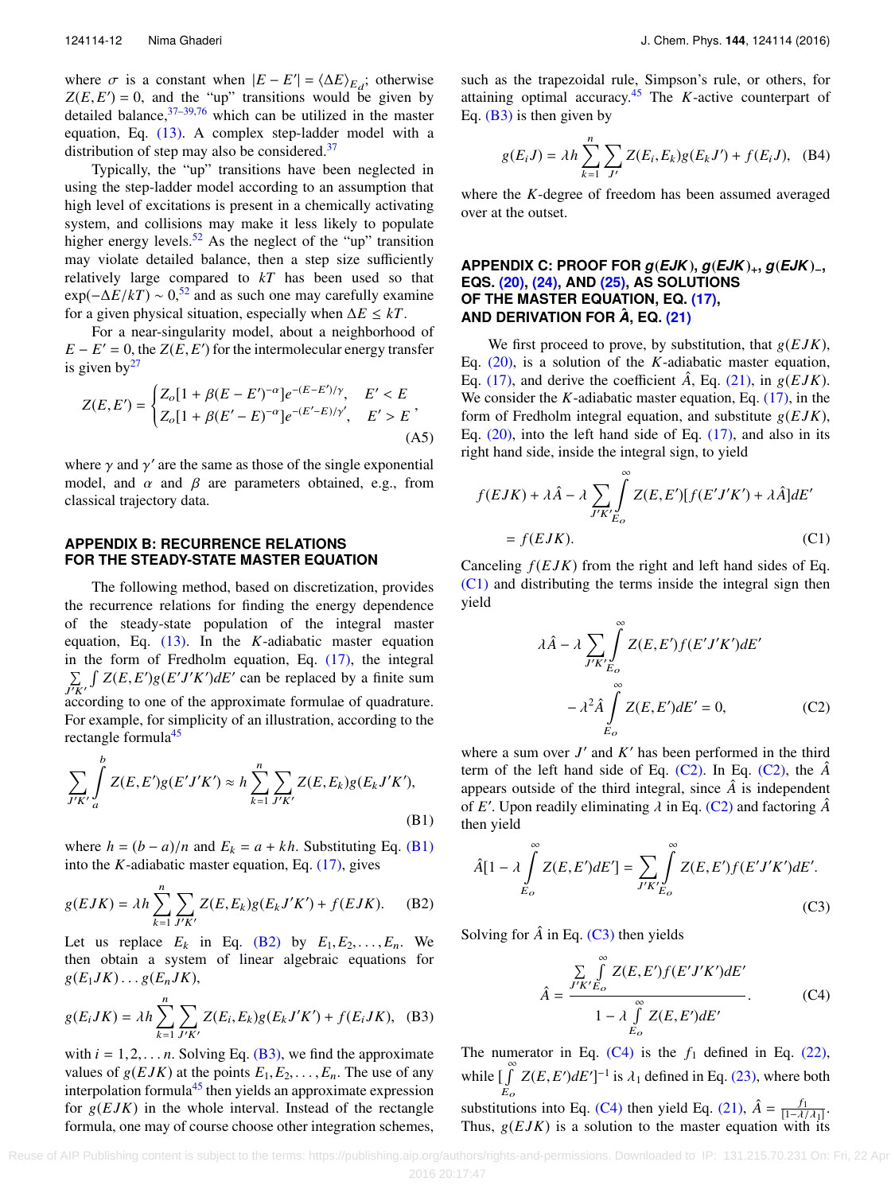where $\sigma$ is a constant when $|E - E'| = \langle \Delta E \rangle_{E_d}$; otherwise $Z(E, E') = 0$, and the "up" transitions would be given by detailed balance,[37–39,76] which can be utilized in the master equation, Eq. (13). A complex step-ladder model with a distribution of step may also be considered.[37]

Typically, the "up" transitions have been neglected in using the step-ladder model according to an assumption that high level of excitations is present in a chemically activating system, and collisions may make it less likely to populate higher energy levels.[52] As the neglect of the "up" transition may violate detailed balance, then a step size sufficiently relatively large compared to $kT$ has been used so that $\exp(-\Delta E/kT) \sim 0$,[52] and as such one may carefully examine for a given physical situation, especially when $\Delta E \leq kT$.

For a near-singularity model, about a neighborhood of $E - E' = 0$, the $Z(E, E')$ for the intermolecular energy transfer is given by[27]

$$Z(E,E') = \begin{cases} Z_o[1 + \beta(E - E')^{-\alpha}]e^{-(E-E')/\gamma}, & E' < E \\ Z_o[1 + \beta(E' - E)^{-\alpha}]e^{-(E'-E)/\gamma'}, & E' > E \end{cases}, \tag{A5}$$

where $\gamma$ and $\gamma'$ are the same as those of the single exponential model, and $\alpha$ and $\beta$ are parameters obtained, e.g., from classical trajectory data.

## APPENDIX B: RECURRENCE RELATIONS FOR THE STEADY-STATE MASTER EQUATION

The following method, based on discretization, provides the recurrence relations for finding the energy dependence of the steady-state population of the integral master equation, Eq. (13). In the $K$-adiabatic master equation in the form of Fredholm equation, Eq. (17), the integral $\sum_{J'K'} \int Z(E, E')g(E'J'K')dE'$ can be replaced by a finite sum according to one of the approximate formulae of quadrature. For example, for simplicity of an illustration, according to the rectangle formula[45]

$$\sum_{J'K'} \int_a^b Z(E,E')g(E'J'K') \approx h \sum_{k=1}^{n} \sum_{J'K'} Z(E,E_k)g(E_k J'K'), \tag{B1}$$

where $h = (b - a)/n$ and $E_k = a + kh$. Substituting Eq. (B1) into the $K$-adiabatic master equation, Eq. (17), gives

$$g(EJK) = \lambda h \sum_{k=1}^{n} \sum_{J'K'} Z(E,E_k)g(E_k J'K') + f(EJK). \tag{B2}$$

Let us replace $E_k$ in Eq. (B2) by $E_1, E_2, \ldots, E_n$. We then obtain a system of linear algebraic equations for $g(E_1 JK) \ldots g(E_n JK)$,

$$g(E_i JK) = \lambda h \sum_{k=1}^{n} \sum_{J'K'} Z(E_i,E_k)g(E_k J'K') + f(E_i JK), \tag{B3}$$

with $i = 1, 2, \ldots n$. Solving Eq. (B3), we find the approximate values of $g(EJK)$ at the points $E_1, E_2, \ldots, E_n$. The use of any interpolation formula[45] then yields an approximate expression for $g(EJK)$ in the whole interval. Instead of the rectangle formula, one may of course choose other integration schemes, such as the trapezoidal rule, Simpson's rule, or others, for attaining optimal accuracy.[45] The $K$-active counterpart of Eq. (B3) is then given by

$$g(E_i J) = \lambda h \sum_{k=1}^{n} \sum_{J'} Z(E_i,E_k)g(E_k J') + f(E_i J), \tag{B4}$$

where the $K$-degree of freedom has been assumed averaged over at the outset.

## APPENDIX C: PROOF FOR $g(EJK)$, $g(EJK)_+$, $g(EJK)_-$, EQS. (20), (24), AND (25), AS SOLUTIONS OF THE MASTER EQUATION, EQ. (17), AND DERIVATION FOR $\hat{A}$, EQ. (21)

We first proceed to prove, by substitution, that $g(EJK)$, Eq. (20), is a solution of the $K$-adiabatic master equation, Eq. (17), and derive the coefficient $\hat{A}$, Eq. (21), in $g(EJK)$. We consider the $K$-adiabatic master equation, Eq. (17), in the form of Fredholm integral equation, and substitute $g(EJK)$, Eq. (20), into the left hand side of Eq. (17), and also in its right hand side, inside the integral sign, to yield

$$f(EJK) + \lambda\hat{A} - \lambda \sum_{J'K'} \int_{E_o}^{\infty} Z(E,E')[f(E'J'K') + \lambda\hat{A}]dE'$$
$$= f(EJK). \tag{C1}$$

Canceling $f(EJK)$ from the right and left hand sides of Eq. (C1) and distributing the terms inside the integral sign then yield

$$\lambda\hat{A} - \lambda \sum_{J'K'} \int_{E_o}^{\infty} Z(E,E')f(E'J'K')dE'$$
$$- \lambda^2\hat{A} \int_{E_o}^{\infty} Z(E,E')dE' = 0, \tag{C2}$$

where a sum over $J'$ and $K'$ has been performed in the third term of the left hand side of Eq. (C2). In Eq. (C2), the $\hat{A}$ appears outside of the third integral, since $\hat{A}$ is independent of $E'$. Upon readily eliminating $\lambda$ in Eq. (C2) and factoring $\hat{A}$ then yield

$$\hat{A}[1 - \lambda \int_{E_o}^{\infty} Z(E,E')dE'] = \sum_{J'K'} \int_{E_o}^{\infty} Z(E,E')f(E'J'K')dE'. \tag{C3}$$

Solving for $\hat{A}$ in Eq. (C3) then yields

$$\hat{A} = \frac{\sum_{J'K'} \int_{E_o}^{\infty} Z(E,E')f(E'J'K')dE'}{1 - \lambda \int_{E_o}^{\infty} Z(E,E')dE'}. \tag{C4}$$

The numerator in Eq. (C4) is the $f_1$ defined in Eq. (22), while $[\int_{E_o}^{\infty} Z(E,E')dE']^{-1}$ is $\lambda_1$ defined in Eq. (23), where both substitutions into Eq. (C4) then yield Eq. (21), $\hat{A} = \frac{f_1}{[1-\lambda/\lambda_1]}$. Thus, $g(EJK)$ is a solution to the master equation with its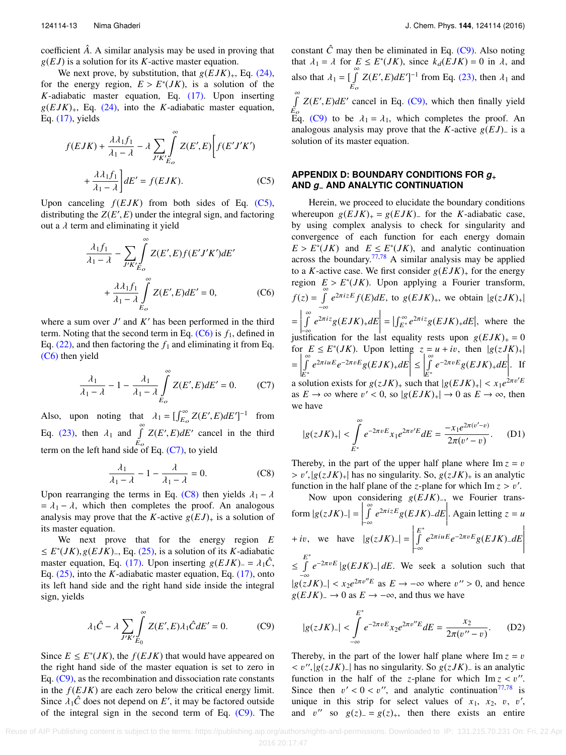coefficient $\hat{A}$. A similar analysis may be used in proving that $g(EJ)$ is a solution for its $K$-active master equation.

We next prove, by substitution, that $g(EJK)_+$, Eq. (24), for the energy region, $E > E^*(JK)$, is a solution of the $K$-adiabatic master equation, Eq. (17). Upon inserting $g(EJK)_+$, Eq. (24), into the $K$-adiabatic master equation, Eq. (17), yields

$$f(EJK) + \frac{\lambda\lambda_1 f_1}{\lambda_1 - \lambda} - \lambda \sum_{J'K'} \int_{E_o}^{\infty} Z(E',E)\left[f(E'J'K') + \frac{\lambda\lambda_1 f_1}{\lambda_1 - \lambda}\right] dE' = f(EJK). \tag{C5}$$

Upon canceling $f(EJK)$ from both sides of Eq. (C5), distributing the $Z(E',E)$ under the integral sign, and factoring out a $\lambda$ term and eliminating it yield

$$\frac{\lambda_1 f_1}{\lambda_1 - \lambda} - \sum_{J'K'} \int_{E_o}^{\infty} Z(E',E) f(E'J'K') dE' + \frac{\lambda\lambda_1 f_1}{\lambda_1 - \lambda} \int_{E_o}^{\infty} Z(E',E) dE' = 0, \tag{C6}$$

where a sum over $J'$ and $K'$ has been performed in the third term. Noting that the second term in Eq. (C6) is $f_1$, defined in Eq. (22), and then factoring the $f_1$ and eliminating it from Eq. (C6) then yield

$$\frac{\lambda_1}{\lambda_1 - \lambda} - 1 - \frac{\lambda_1}{\lambda_1 - \lambda} \int_{E_o}^{\infty} Z(E',E) dE' = 0. \tag{C7}$$

Also, upon noting that $\lambda_1 = [\int_{E_o}^{\infty} Z(E',E) dE']^{-1}$ from Eq. (23), then $\lambda_1$ and $\int_{E_o}^{\infty} Z(E',E) dE'$ cancel in the third term on the left hand side of Eq. (C7), to yield

$$\frac{\lambda_1}{\lambda_1 - \lambda} - 1 - \frac{\lambda}{\lambda_1 - \lambda} = 0. \tag{C8}$$

Upon rearranging the terms in Eq. (C8) then yields $\lambda_1 - \lambda = \lambda_1 - \lambda$, which then completes the proof. An analogous analysis may prove that the $K$-active $g(EJ)_+$ is a solution of its master equation.

We next prove that for the energy region $E \leq E^*(JK), g(EJK)_-$, Eq. (25), is a solution of its $K$-adiabatic master equation, Eq. (17). Upon inserting $g(EJK)_- = \lambda_1 \hat{C}$, Eq. (25), into the $K$-adiabatic master equation, Eq. (17), onto its left hand side and the right hand side inside the integral sign, yields

$$\lambda_1 \hat{C} - \lambda \sum_{J'K'} \int_{E_0}^{\infty} Z(E',E) \lambda_1 \hat{C} dE' = 0. \tag{C9}$$

Since $E \leq E^*(JK)$, the $f(EJK)$ that would have appeared on the right hand side of the master equation is set to zero in Eq. (C9), as the recombination and dissociation rate constants in the $f(EJK)$ are each zero below the critical energy limit. Since $\lambda_1 \hat{C}$ does not depend on $E'$, it may be factored outside of the integral sign in the second term of Eq. (C9). The constant $\hat{C}$ may then be eliminated in Eq. (C9). Also noting that $\lambda_1 = \lambda$ for $E \leq E^*(JK)$, since $k_d(EJK) = 0$ in $\lambda$, and also that $\lambda_1 = [\int_{E_o}^{\infty} Z(E',E) dE']^{-1}$ from Eq. (23), then $\lambda_1$ and $\int_{E_o}^{\infty} Z(E',E) dE'$ cancel in Eq. (C9), which then finally yield Eq. (C9) to be $\lambda_1 = \lambda_1$, which completes the proof. An analogous analysis may prove that the $K$-active $g(EJ)_-$ is a solution of its master equation.

## APPENDIX D: BOUNDARY CONDITIONS FOR $g_+$ AND $g_-$ AND ANALYTIC CONTINUATION

Herein, we proceed to elucidate the boundary conditions whereupon $g(EJK)_+ = g(EJK)_-$ for the $K$-adiabatic case, by using complex analysis to check for singularity and convergence of each function for each energy domain $E > E^*(JK)$ and $E \leq E^*(JK)$, and analytic continuation across the boundary.[77,78] A similar analysis may be applied to a $K$-active case. We first consider $g(EJK)_+$ for the energy region $E > E^*(JK)$. Upon applying a Fourier transform, $f(z) = \int_{-\infty}^{\infty} e^{2\pi i z E} f(E) dE$, to $g(EJK)_+$, we obtain $|g(zJK)_+| = \left|\int_{-\infty}^{\infty} e^{2\pi i z} g(EJK)_+ dE\right| = \left|\int_{E^*}^{\infty} e^{2\pi i z} g(EJK)_+ dE\right|$, where the justification for the last equality rests upon $g(EJK)_+ = 0$ for $E \leq E^*(JK)$. Upon letting $z = u + iv$, then $|g(zJK)_+| = \left|\int_{E^*}^{\infty} e^{2\pi i u E} e^{-2\pi v E} g(EJK)_+ dE\right| \leq \left|\int_{E^*}^{\infty} e^{-2\pi v E} g(EJK)_+ dE\right|$. If a solution exists for $g(zJK)_+$ such that $|g(EJK)_+| < x_1 e^{2\pi v' E}$ as $E \to \infty$ where $v' < 0$, so $|g(EJK)_+| \to 0$ as $E \to \infty$, then we have

$$|g(zJK)_+| < \int_{E^*}^{\infty} e^{-2\pi v E} x_1 e^{2\pi v' E} dE = \frac{-x_1 e^{2\pi(v'-v)}}{2\pi(v'-v)}. \tag{D1}$$

Thereby, in the part of the upper half plane where $\mathrm{Im}\, z = v > v', |g(zJK)_+|$ has no singularity. So, $g(zJK)_+$ is an analytic function in the half plane of the $z$-plane for which $\mathrm{Im}\, z > v'$.

Now upon considering $g(EJK)_-$, we Fourier transform $|g(zJK)_-| = \left|\int_{-\infty}^{\infty} e^{2\pi i z E} g(EJK)_- dE\right|$. Again letting $z = u + iv$, we have $|g(zJK)_-| = \left|\int_{-\infty}^{E^*} e^{2\pi i u E} e^{-2\pi v E} g(EJK)_- dE\right| \leq \int_{-\infty}^{E^*} e^{-2\pi v E} |g(EJK)_-| dE$. We seek a solution such that $|g(zJK)_-| < x_2 e^{2\pi v'' E}$ as $E \to -\infty$ where $v'' > 0$, and hence $g(EJK)_- \to 0$ as $E \to -\infty$, and thus we have

$$|g(zJK)_-| < \int_{-\infty}^{E^*} e^{-2\pi v E} x_2 e^{2\pi v'' E} dE = \frac{x_2}{2\pi(v''-v)}. \tag{D2}$$

Thereby, in the part of the lower half plane where $\mathrm{Im}\, z = v < v'', |g(zJK)_-|$ has no singularity. So $g(zJK)_-$ is an analytic function of the half of the $z$-plane for which $\mathrm{Im}\, z < v''$. Since then $v' < 0 < v''$, and analytic continuation[77,78] is unique in this strip for select values of $x_1$, $x_2$, $v$, $v'$, and $v''$ so $g(z)_- = g(z)_+$, then there exists an entire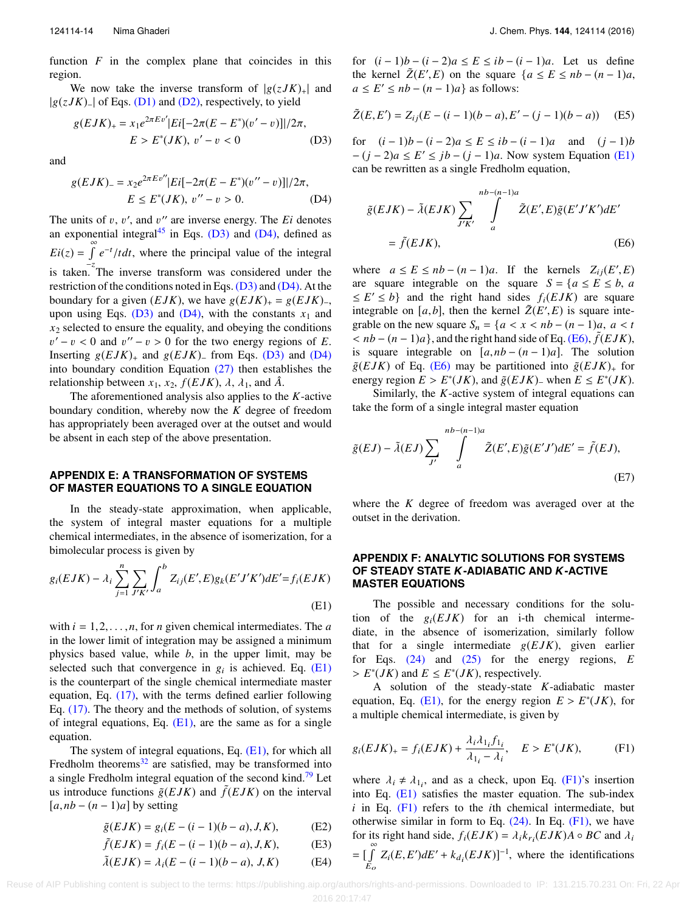function $F$ in the complex plane that coincides in this region.

We now take the inverse transform of $|g(zJK)_+|$ and $|g(zJK)_-|$ of Eqs. (D1) and (D2), respectively, to yield

$$g(EJK)_+ = x_1 e^{2\pi E v'} |Ei[-2\pi(E - E^*)(v' - v)]|/2\pi, \quad E > E^*(JK),\ v' - v < 0 \tag{D3}$$

and

$$g(EJK)_- = x_2 e^{2\pi E v''} |Ei[-2\pi(E - E^*)(v'' - v)]|/2\pi, \quad E \le E^*(JK),\ v'' - v > 0. \tag{D4}$$

The units of $v$, $v'$, and $v''$ are inverse energy. The $Ei$ denotes an exponential integral[45] in Eqs. (D3) and (D4), defined as $Ei(z) = \int_{-z}^{\infty} e^{-t}/t dt$, where the principal value of the integral is taken. The inverse transform was considered under the restriction of the conditions noted in Eqs. (D3) and (D4). At the boundary for a given $(EJK)$, we have $g(EJK)_+ = g(EJK)_-$, upon using Eqs. (D3) and (D4), with the constants $x_1$ and $x_2$ selected to ensure the equality, and obeying the conditions $v' - v < 0$ and $v'' - v > 0$ for the two energy regions of $E$. Inserting $g(EJK)_+$ and $g(EJK)_-$ from Eqs. (D3) and (D4) into boundary condition Equation (27) then establishes the relationship between $x_1$, $x_2$, $f(EJK)$, $\lambda$, $\lambda_1$, and $\hat{A}$.

The aforementioned analysis also applies to the $K$-active boundary condition, whereby now the $K$ degree of freedom has appropriately been averaged over at the outset and would be absent in each step of the above presentation.

## APPENDIX E: A TRANSFORMATION OF SYSTEMS OF MASTER EQUATIONS TO A SINGLE EQUATION

In the steady-state approximation, when applicable, the system of integral master equations for a multiple chemical intermediates, in the absence of isomerization, for a bimolecular process is given by

$$g_i(EJK) - \lambda_i \sum_{j=1}^{n} \sum_{J'K'} \int_a^b Z_{ij}(E', E) g_k(E'J'K') dE' = f_i(EJK) \tag{E1}$$

with $i = 1, 2, \ldots, n$, for $n$ given chemical intermediates. The $a$ in the lower limit of integration may be assigned a minimum physics based value, while $b$, in the upper limit, may be selected such that convergence in $g_i$ is achieved. Eq. (E1) is the counterpart of the single chemical intermediate master equation, Eq. (17), with the terms defined earlier following Eq. (17). The theory and the methods of solution, of systems of integral equations, Eq. (E1), are the same as for a single equation.

The system of integral equations, Eq. (E1), for which all Fredholm theorems[32] are satisfied, may be transformed into a single Fredholm integral equation of the second kind.[79] Let us introduce functions $\tilde{g}(EJK)$ and $\tilde{f}(EJK)$ on the interval $[a, nb - (n-1)a]$ by setting

$$\tilde{g}(EJK) = g_i(E - (i-1)(b-a), J, K), \tag{E2}$$

$$\tilde{f}(EJK) = f_i(E - (i-1)(b-a), J, K), \tag{E3}$$

$$\tilde{\lambda}(EJK) = \lambda_i(E - (i-1)(b-a), J, K) \tag{E4}$$

for $(i-1)b - (i-2)a \le E \le ib - (i-1)a$. Let us define the kernel $\tilde{Z}(E', E)$ on the square $\{a \le E \le nb - (n-1)a,\ a \le E' \le nb - (n-1)a\}$ as follows:

$$\tilde{Z}(E, E') = Z_{ij}(E - (i-1)(b-a), E' - (j-1)(b-a)) \tag{E5}$$

for $(i-1)b - (i-2)a \le E \le ib - (i-1)a$ and $(j-1)b - (j-2)a \le E' \le jb - (j-1)a$. Now system Equation (E1) can be rewritten as a single Fredholm equation,

$$\tilde{g}(EJK) - \tilde{\lambda}(EJK) \sum_{J'K'} \int_a^{nb-(n-1)a} \tilde{Z}(E', E) \tilde{g}(E'J'K') dE' = \tilde{f}(EJK), \tag{E6}$$

where $a \le E \le nb - (n-1)a$. If the kernels $Z_{ij}(E', E)$ are square integrable on the square $S = \{a \le E \le b,\ a \le E' \le b\}$ and the right hand sides $f_i(EJK)$ are square integrable on $[a, b]$, then the kernel $\tilde{Z}(E', E)$ is square integrable on the new square $S_n = \{a < x < nb - (n-1)a,\ a < t < nb - (n-1)a\}$, and the right hand side of Eq. (E6), $\tilde{f}(EJK)$, is square integrable on $[a, nb - (n-1)a]$. The solution $\tilde{g}(EJK)$ of Eq. (E6) may be partitioned into $\tilde{g}(EJK)_+$ for energy region $E > E^*(JK)$, and $\tilde{g}(EJK)_-$ when $E \le E^*(JK)$.

Similarly, the $K$-active system of integral equations can take the form of a single integral master equation

$$\tilde{g}(EJ) - \tilde{\lambda}(EJ) \sum_{J'} \int_a^{nb-(n-1)a} \tilde{Z}(E', E) \tilde{g}(E'J') dE' = \tilde{f}(EJ), \tag{E7}$$

where the $K$ degree of freedom was averaged over at the outset in the derivation.

## APPENDIX F: ANALYTIC SOLUTIONS FOR SYSTEMS OF STEADY STATE K-ADIABATIC AND K-ACTIVE MASTER EQUATIONS

The possible and necessary conditions for the solution of the $g_i(EJK)$ for an i-th chemical intermediate, in the absence of isomerization, similarly follow that for a single intermediate $g(EJK)$, given earlier for Eqs. (24) and (25) for the energy regions, $E > E^*(JK)$ and $E \le E^*(JK)$, respectively.

A solution of the steady-state $K$-adiabatic master equation, Eq. (E1), for the energy region $E > E^*(JK)$, for a multiple chemical intermediate, is given by

$$g_i(EJK)_+ = f_i(EJK) + \frac{\lambda_i \lambda_{1_i} f_{1_i}}{\lambda_{1_i} - \lambda_i}, \quad E > E^*(JK), \tag{F1}$$

where $\lambda_i \ne \lambda_{1_i}$, and as a check, upon Eq. (F1)'s insertion into Eq. (E1) satisfies the master equation. The sub-index $i$ in Eq. (F1) refers to the $i$th chemical intermediate, but otherwise similar in form to Eq. (24). In Eq. (F1), we have for its right hand side, $f_i(EJK) = \lambda_i k_{r_i}(EJK) A \circ BC$ and $\lambda_i = [\int_{E_o}^{\infty} Z_i(E, E') dE' + k_{d_i}(EJK)]^{-1}$, where the identifications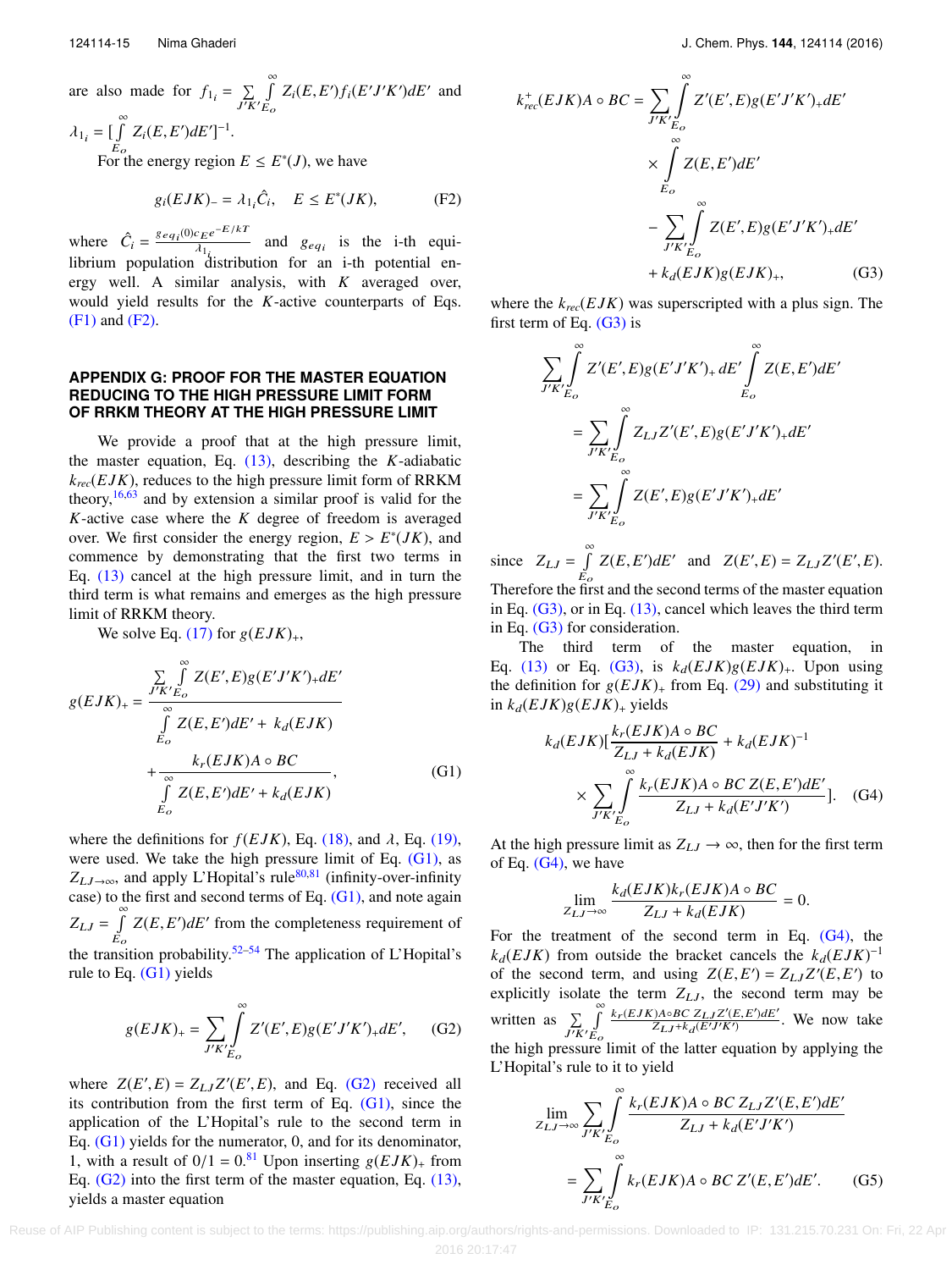are also made for $f_{1_i} = \sum_{J'K'} \int_{E_o}^{\infty} Z_i(E,E') f_i(E'J'K') dE'$ and $\lambda_{1_i} = [\int_{E_o}^{\infty} Z_i(E,E') dE']^{-1}$.

For the energy region $E \leq E^*(J)$, we have

$$g_i(EJK)_- = \lambda_{1_i} \hat{C}_i, \quad E \leq E^*(JK), \tag{F2}$$

where $\hat{C}_i = \frac{g_{eq_i}(0) c_E e^{-E/kT}}{\lambda_{1_i}}$ and $g_{eq_i}$ is the i-th equilibrium population distribution for an i-th potential energy well. A similar analysis, with $K$ averaged over, would yield results for the $K$-active counterparts of Eqs. (F1) and (F2).

## APPENDIX G: PROOF FOR THE MASTER EQUATION REDUCING TO THE HIGH PRESSURE LIMIT FORM OF RRKM THEORY AT THE HIGH PRESSURE LIMIT

We provide a proof that at the high pressure limit, the master equation, Eq. (13), describing the $K$-adiabatic $k_{rec}(EJK)$, reduces to the high pressure limit form of RRKM theory,[16,63] and by extension a similar proof is valid for the $K$-active case where the $K$ degree of freedom is averaged over. We first consider the energy region, $E > E^*(JK)$, and commence by demonstrating that the first two terms in Eq. (13) cancel at the high pressure limit, and in turn the third term is what remains and emerges as the high pressure limit of RRKM theory.

We solve Eq. (17) for $g(EJK)_+$,

$$g(EJK)_+ = \frac{\sum_{J'K'} \int_{E_o}^{\infty} Z(E',E) g(E'J'K')_+ dE'}{\int_{E_o}^{\infty} Z(E,E') dE' + k_d(EJK)} + \frac{k_r(EJK) A \circ BC}{\int_{E_o}^{\infty} Z(E,E') dE' + k_d(EJK)}, \tag{G1}$$

where the definitions for $f(EJK)$, Eq. (18), and $\lambda$, Eq. (19), were used. We take the high pressure limit of Eq. (G1), as $Z_{LJ \to \infty}$, and apply L'Hopital's rule[80,81] (infinity-over-infinity case) to the first and second terms of Eq. (G1), and note again $Z_{LJ} = \int_{E_o}^{\infty} Z(E,E') dE'$ from the completeness requirement of the transition probability.[52–54] The application of L'Hopital's rule to Eq. (G1) yields

$$g(EJK)_+ = \sum_{J'K'} \int_{E_o}^{\infty} Z'(E',E) g(E'J'K')_+ dE', \tag{G2}$$

where $Z(E',E) = Z_{LJ} Z'(E',E)$, and Eq. (G2) received all its contribution from the first term of Eq. (G1), since the application of the L'Hopital's rule to the second term in Eq. (G1) yields for the numerator, 0, and for its denominator, 1, with a result of $0/1 = 0$.[81] Upon inserting $g(EJK)_+$ from Eq. (G2) into the first term of the master equation, Eq. (13), yields a master equation

$$\begin{aligned} k_{rec}^+(EJK) A \circ BC = & \sum_{J'K'} \int_{E_o}^{\infty} Z'(E',E) g(E'J'K')_+ dE' \\ & \times \int_{E_o}^{\infty} Z(E,E') dE' \\ & - \sum_{J'K'} \int_{E_o}^{\infty} Z(E',E) g(E'J'K')_+ dE' \\ & + k_d(EJK) g(EJK)_+, \end{aligned} \tag{G3}$$

where the $k_{rec}(EJK)$ was superscripted with a plus sign. The first term of Eq. (G3) is

$$\begin{aligned} & \sum_{J'K'} \int_{E_o}^{\infty} Z'(E',E) g(E'J'K')_+ dE' \int_{E_o}^{\infty} Z(E,E') dE' \\ & = \sum_{J'K'} \int_{E_o}^{\infty} Z_{LJ} Z'(E',E) g(E'J'K')_+ dE' \\ & = \sum_{J'K'} \int_{E_o}^{\infty} Z(E',E) g(E'J'K')_+ dE' \end{aligned}$$

since $Z_{LJ} = \int_{E_o}^{\infty} Z(E,E') dE'$ and $Z(E',E) = Z_{LJ} Z'(E',E)$. Therefore the first and the second terms of the master equation in Eq. (G3), or in Eq. (13), cancel which leaves the third term in Eq. (G3) for consideration.

The third term of the master equation, in Eq. (13) or Eq. (G3), is $k_d(EJK) g(EJK)_+$. Upon using the definition for $g(EJK)_+$ from Eq. (29) and substituting it in $k_d(EJK) g(EJK)_+$ yields

$$k_d(EJK) \left[ \frac{k_r(EJK) A \circ BC}{Z_{LJ} + k_d(EJK)} + k_d(EJK)^{-1} \times \sum_{J'K'} \int_{E_o}^{\infty} \frac{k_r(EJK) A \circ BC\, Z(E,E') dE'}{Z_{LJ} + k_d(E'J'K')} \right]. \tag{G4}$$

At the high pressure limit as $Z_{LJ} \to \infty$, then for the first term of Eq. (G4), we have

$$\lim_{Z_{LJ} \to \infty} \frac{k_d(EJK) k_r(EJK) A \circ BC}{Z_{LJ} + k_d(EJK)} = 0.$$

For the treatment of the second term in Eq. (G4), the $k_d(EJK)$ from outside the bracket cancels the $k_d(EJK)^{-1}$ of the second term, and using $Z(E,E') = Z_{LJ} Z'(E,E')$ to explicitly isolate the term $Z_{LJ}$, the second term may be written as $\sum_{J'K'} \int_{E_o}^{\infty} \frac{k_r(EJK) A \circ BC\, Z_{LJ} Z'(E,E') dE'}{Z_{LJ} + k_d(E'J'K')}$. We now take the high pressure limit of the latter equation by applying the L'Hopital's rule to it to yield

$$\begin{aligned} & \lim_{Z_{LJ} \to \infty} \sum_{J'K'} \int_{E_o}^{\infty} \frac{k_r(EJK) A \circ BC\, Z_{LJ} Z'(E,E') dE'}{Z_{LJ} + k_d(E'J'K')} \\ & = \sum_{J'K'} \int_{E_o}^{\infty} k_r(EJK) A \circ BC\, Z'(E,E') dE'. \end{aligned} \tag{G5}$$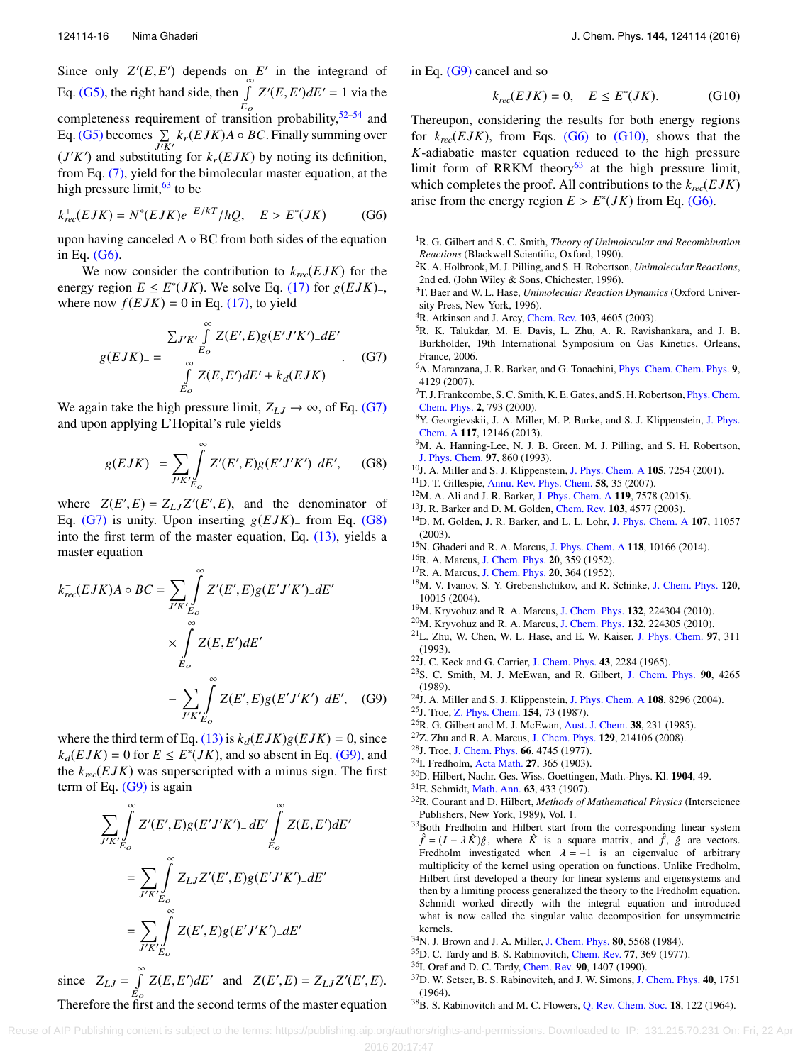Since only $Z'(E,E')$ depends on $E'$ in the integrand of Eq. (G5), the right hand side, then $\int_{E_o}^{\infty} Z'(E,E')dE' = 1$ via the completeness requirement of transition probability,[52–54] and Eq. (G5) becomes $\sum_{J'K'} k_r(EJK)A\circ BC$. Finally summing over $(J'K')$ and substituting for $k_r(EJK)$ by noting its definition, from Eq. (7), yield for the bimolecular master equation, at the high pressure limit,[63] to be

$$k^+_{rec}(EJK) = N^*(EJK)e^{-E/kT}/hQ, \quad E > E^*(JK) \tag{G6}$$

upon having canceled A ∘ BC from both sides of the equation in Eq. (G6).

We now consider the contribution to $k_{rec}(EJK)$ for the energy region $E \le E^*(JK)$. We solve Eq. (17) for $g(EJK)_-$, where now $f(EJK) = 0$ in Eq. (17), to yield

$$g(EJK)_- = \frac{\sum_{J'K'} \int_{E_o}^{\infty} Z(E',E)g(E'J'K')_- dE'}{\int_{E_o}^{\infty} Z(E,E')dE' + k_d(EJK)}. \tag{G7}$$

We again take the high pressure limit, $Z_{LJ} \to \infty$, of Eq. (G7) and upon applying L'Hopital's rule yields

$$g(EJK)_- = \sum_{J'K'} \int_{E_o}^{\infty} Z'(E',E)g(E'J'K')_- dE', \tag{G8}$$

where $Z(E',E) = Z_{LJ}Z'(E',E)$, and the denominator of Eq. (G7) is unity. Upon inserting $g(EJK)_-$ from Eq. (G8) into the first term of the master equation, Eq. (13), yields a master equation

$$\begin{aligned} k^-_{rec}(EJK)A\circ BC &= \sum_{J'K'} \int_{E_o}^{\infty} Z'(E',E)g(E'J'K')_- dE' \\ &\quad \times \int_{E_o}^{\infty} Z(E,E')dE' \\ &\quad - \sum_{J'K'} \int_{E_o}^{\infty} Z(E',E)g(E'J'K')_- dE', \end{aligned} \tag{G9}$$

where the third term of Eq. (13) is $k_d(EJK)g(EJK) = 0$, since $k_d(EJK) = 0$ for $E \le E^*(JK)$, and so absent in Eq. (G9), and the $k_{rec}(EJK)$ was superscripted with a minus sign. The first term of Eq. (G9) is again

$$\begin{aligned} &\sum_{J'K'} \int_{E_o}^{\infty} Z'(E',E)g(E'J'K')_- dE' \int_{E_o}^{\infty} Z(E,E')dE' \\ &= \sum_{J'K'} \int_{E_o}^{\infty} Z_{LJ}Z'(E',E)g(E'J'K')_- dE' \\ &= \sum_{J'K'} \int_{E_o}^{\infty} Z(E',E)g(E'J'K')_- dE' \end{aligned}$$

since $Z_{LJ} = \int_{E_o}^{\infty} Z(E,E')dE'$ and $Z(E',E) = Z_{LJ}Z'(E',E)$. Therefore the first and the second terms of the master equation in Eq. (G9) cancel and so

$$k^-_{rec}(EJK) = 0, \quad E \le E^*(JK). \tag{G10}$$

Thereupon, considering the results for both energy regions for $k_{rec}(EJK)$, from Eqs. (G6) to (G10), shows that the $K$-adiabatic master equation reduced to the high pressure limit form of RRKM theory[63] at the high pressure limit, which completes the proof. All contributions to the $k_{rec}(EJK)$ arise from the energy region $E > E^*(JK)$ from Eq. (G6).

[1] R. G. Gilbert and S. C. Smith, *Theory of Unimolecular and Recombination Reactions* (Blackwell Scientific, Oxford, 1990).
[2] K. A. Holbrook, M. J. Pilling, and S. H. Robertson, *Unimolecular Reactions*, 2nd ed. (John Wiley & Sons, Chichester, 1996).
[3] T. Baer and W. L. Hase, *Unimolecular Reaction Dynamics* (Oxford University Press, Oxford, 1996).
[4] R. Atkinson and J. Arey, Chem. Rev. **103**, 4605 (2003).
[5] R. K. Talukdar, M. E. Davis, L. Zhu, A. R. Ravishankara, and J. B. Burkholder, 19th International Symposium on Gas Kinetics, Orleans, France, 2006.
[6] A. Maranzana, J. R. Barker, and G. Tonachini, Phys. Chem. Chem. Phys. **9**, 4129 (2007).
[7] T. J. Frankcombe, S. C. Smith, K. E. Gates, and S. H. Robertson, Phys. Chem. Chem. Phys. **2**, 793 (2000).
[8] Y. Georgievskii, J. A. Miller, M. P. Burke, and S. J. Klippenstein, J. Phys. Chem. A **117**, 12146 (2013).
[9] M. A. Hanning-Lee, N. J. B. Green, M. J. Pilling, and S. H. Robertson, J. Phys. Chem. **97**, 860 (1993).
[10] J. A. Miller and S. J. Klippenstein, J. Phys. Chem. A **105**, 7254 (2001).
[11] D. T. Gillespie, Annu. Rev. Phys. Chem. **58**, 35 (2007).
[12] M. A. Ali and J. R. Barker, J. Phys. Chem. A **119**, 7578 (2015).
[13] J. R. Barker and D. M. Golden, Chem. Rev. **103**, 4577 (2003).
[14] D. M. Golden, J. R. Barker, and L. L. Lohr, J. Phys. Chem. A **107**, 11057 (2003).
[15] N. Ghaderi and R. A. Marcus, J. Phys. Chem. A **118**, 10166 (2014).
[16] R. A. Marcus, J. Chem. Phys. **20**, 359 (1952).
[17] R. A. Marcus, J. Chem. Phys. **20**, 364 (1952).
[18] M. V. Ivanov, S. Y. Grebenshchikov, and R. Schinke, J. Chem. Phys. **120**, 10015 (2004).
[19] M. Kryvohuz and R. A. Marcus, J. Chem. Phys. **132**, 224304 (2010).
[20] M. Kryvohuz and R. A. Marcus, J. Chem. Phys. **132**, 224305 (2010).
[21] L. Zhu, W. Chen, W. L. Hase, and E. W. Kaiser, J. Phys. Chem. **97**, 311 (1993).
[22] J. C. Keck and G. Carrier, J. Chem. Phys. **43**, 2284 (1965).
[23] S. C. Smith, M. J. McEwan, and R. Gilbert, J. Chem. Phys. **90**, 4265 (1989).
[24] J. A. Miller and S. J. Klippenstein, J. Phys. Chem. A **108**, 8296 (2004).
[25] J. Troe, Z. Phys. Chem. **154**, 73 (1987).
[26] R. G. Gilbert and M. J. McEwan, Aust. J. Chem. **38**, 231 (1985).
[27] Z. Zhu and R. A. Marcus, J. Chem. Phys. **129**, 214106 (2008).
[28] J. Troe, J. Chem. Phys. **66**, 4745 (1977).
[29] I. Fredholm, Acta Math. **27**, 365 (1903).
[30] D. Hilbert, Nachr. Ges. Wiss. Goettingen, Math.-Phys. Kl. **1904**, 49.
[31] E. Schmidt, Math. Ann. **63**, 433 (1907).
[32] R. Courant and D. Hilbert, *Methods of Mathematical Physics* (Interscience Publishers, New York, 1989), Vol. 1.
[33] Both Fredholm and Hilbert start from the corresponding linear system $\hat{f} = (I - \lambda\hat{K})\hat{g}$, where $\hat{K}$ is a square matrix, and $\hat{f}$, $\hat{g}$ are vectors. Fredholm investigated when $\lambda = -1$ is an eigenvalue of arbitrary multiplicity of the kernel using operation on functions. Unlike Fredholm, Hilbert first developed a theory for linear systems and eigensystems and then by a limiting process generalized the theory to the Fredholm equation. Schmidt worked directly with the integral equation and introduced what is now called the singular value decomposition for unsymmetric kernels.
[34] N. J. Brown and J. A. Miller, J. Chem. Phys. **80**, 5568 (1984).
[35] D. C. Tardy and B. S. Rabinovitch, Chem. Rev. **77**, 369 (1977).
[36] I. Oref and D. C. Tardy, Chem. Rev. **90**, 1407 (1990).
[37] D. W. Setser, B. S. Rabinovitch, and J. W. Simons, J. Chem. Phys. **40**, 1751 (1964).
[38] B. S. Rabinovitch and M. C. Flowers, Q. Rev. Chem. Soc. **18**, 122 (1964).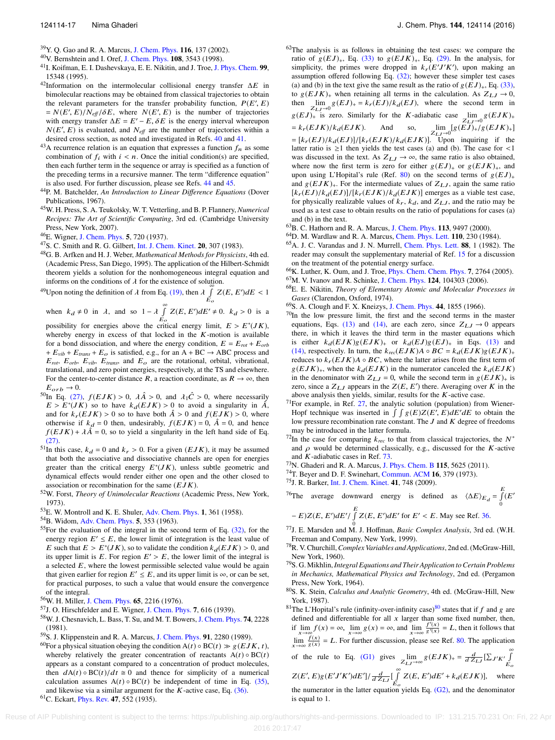[39]Y. Q. Gao and R. A. Marcus, J. Chem. Phys. **116**, 137 (2002).

[40]V. Bernshtein and I. Oref, J. Chem. Phys. **108**, 3543 (1998).

[41]I. Koifman, E. I. Dashevskaya, E. E. Nikitin, and J. Troe, J. Phys. Chem. **99**, 15348 (1995).

[42]Information on the intermolecular collisional energy transfer $\Delta E$ in bimolecular reactions may be obtained from classical trajectories to obtain the relevant parameters for the transfer probability function, $P(E', E) = N(E', E)/N_{eff}/\delta E$, where $N(E', E)$ is the number of trajectories with energy transfer $\Delta E = E' - E$, $\delta E$ is the energy interval whereupon $N(E', E)$ is evaluated, and $N_{eff}$ are the number of trajectories within a desired cross section, as noted and investigated in Refs. 40 and 41.

[43]A recurrence relation is an equation that expresses a function $f_n$ as some combination of $f_i$ with $i < n$. Once the initial condition(s) are specified, then each further term in the sequence or array is specified as a function of the preceding terms in a recursive manner. The term "difference equation" is also used. For further discussion, please see Refs. 44 and 45.

[44]P. M. Batchelder, *An Introduction to Linear Difference Equations* (Dover Publications, 1967).

[45]W. H. Press, S. A. Teukolsky, W. T. Vetterling, and B. P. Flannery, *Numerical Recipes: The Art of Scientific Computing*, 3rd ed. (Cambridge University Press, New York, 2007).

[46]E. Wigner, J. Chem. Phys. **5**, 720 (1937).

[47]S. C. Smith and R. G. Gilbert, Int. J. Chem. Kinet. **20**, 307 (1983).

[48]G. B. Arfken and H. J. Weber, *Mathematical Methods for Physicists*, 4th ed. (Academic Press, San Diego, 1995). The application of the Hilbert-Schmidt theorem yields a solution for the nonhomogeneous integral equation and informs on the conditions of $\lambda$ for the existence of solution.

[49]Upon noting the definition of $\lambda$ from Eq. (19), then $\lambda \int_{E_o}^{\infty} Z(E, E')dE < 1$ when $k_d \neq 0$ in $\lambda$, and so $1 - \lambda \int_{E_o}^{\infty} Z(E, E')dE' \neq 0$. $k_d > 0$ is a possibility for energies above the critical energy limit, $E > E^*(JK)$, whereby energy in excess of that locked in the $K$-motion is available for a bond dissociation, and where the energy condition, $E = E_{rot} + E_{orb} + E_{vib} + E_{trans} + E_o$ is satisfied, e.g., for an A + BC → ABC process and $E_{rot}$, $E_{orb}$, $E_{vib}$, $E_{trans}$, and $E_o$ are the rotational, orbital, vibrational, translational, and zero point energies, respectively, at the TS and elsewhere. For the center-to-center distance $R$, a reaction coordinate, as $R \to \infty$, then $E_{orb} \to 0$.

[50]In Eq. (27), $f(EJK) > 0$, $\lambda \hat{A} > 0$, and $\lambda_1 \hat{C} > 0$, where necessarily $E > E^*(JK)$ so to have $k_d(EJK) > 0$ to avoid a singularity in $\hat{A}$, and for $k_r(EJK) > 0$ so to have both $\hat{A} > 0$ and $f(EJK) > 0$, where otherwise if $k_d = 0$ then, undesirably, $f(EJK) = 0$, $\hat{A} = 0$, and hence $f(EJK) + \lambda \hat{A} = 0$, so to yield a singularity in the left hand side of Eq. (27).

[51]In this case, $k_d = 0$ and $k_r > 0$. For a given $(EJK)$, it may be assumed that both the associative and dissociative channels are open for energies greater than the critical energy $E^*(JK)$, unless subtle geometric and dynamical effects would render either one open and the other closed to association or recombination for the same $(EJK)$.

[52]W. Forst, *Theory of Unimolecular Reactions* (Academic Press, New York, 1973).

[53]E. W. Montroll and K. E. Shuler, Adv. Chem. Phys. **1**, 361 (1958).

[54]B. Widom, Adv. Chem. Phys. **5**, 353 (1963).

[55]For the evaluation of the integral in the second term of Eq. (32), for the energy region $E' \leq E$, the lower limit of integration is the least value of $E$ such that $E > E^*(JK)$, so to validate the condition $k_d(EJK) > 0$, and its upper limit is $E$. For region $E' > E$, the lower limit of the integral is a selected $E$, where the lowest permissible selected value would be again that given earlier for region $E' \leq E$, and its upper limit is $\infty$, or can be set, for practical purposes, to such a value that would ensure the convergence of the integral.

[56]W. H. Miller, J. Chem. Phys. **65**, 2216 (1976).

[57]J. O. Hirschfelder and E. Wigner, J. Chem. Phys. **7**, 616 (1939).

[58]W. J. Chesnavich, L. Bass, T. Su, and M. T. Bowers, J. Chem. Phys. **74**, 2228 (1981).

[59]S. J. Klippenstein and R. A. Marcus, J. Chem. Phys. **91**, 2280 (1989).

[60]For a physical situation obeying the condition $A(t) \circ BC(t) \gg g(EJK, t)$, whereby relatively the greater concentration of reactants $A(t) \circ BC(t)$ appears as a constant compared to a concentration of product molecules, then $dA(t) \circ BC(t)/dt \cong 0$ and thence for simplicity of a numerical calculation assumes $A(t) \circ BC(t)$ be independent of time in Eq. (35), and likewise via a similar argument for the $K$-active case, Eq. (36).

[61]C. Eckart, Phys. Rev. **47**, 552 (1935).

[62]The analysis is as follows in obtaining the test cases: we compare the ratio of $g(EJ)_+$, Eq. (33) to $g(EJK)_+$, Eq. (29). In the analysis, for simplicity, the primes were dropped in $k_r(E'J'K')$, upon making an assumption offered following Eq. (32); however these simpler test cases (a) and (b) in the text give the same result as the ratio of $g(EJ)_+$, Eq. (33), to $g(EJK)_+$ when retaining all terms in the calculation. As $Z_{LJ} \to 0$, then $\lim_{Z_{LJ}\to 0} g(EJ)_+ = k_r(EJ)/k_d(EJ)$, where the second term in $g(EJ)_+$ is zero. Similarly for the $K$-adiabatic case $\lim_{Z_{LJ}\to 0} g(EJK)_+ = k_r(EJK)/k_d(EJK)$. And so, $\lim_{Z_{LJ}\to 0}[g(EJ)_+/g(EJK)_+] = [k_r(EJ)/k_d(EJ)]/[k_r(EJK)/k_d(EJK)]$. Upon inquiring if the latter ratio is $\geq 1$ then yields the test cases (a) and (b). The case for $<1$ was discussed in the text. As $Z_{LJ} \to \infty$, the same ratio is also obtained, where now the first term is zero for either $g(EJ)_+$ or $g(EJK)_+$, and upon using L'Hopital's rule (Ref. 80) on the second terms of $g(EJ)_+$ and $g(EJK)_+$. For the intermediate values of $Z_{LJ}$, again the same ratio $[k_r(EJ)/k_d(EJ)]/[k_r(EJK)/k_d(EJK)]$ emerges as a viable test case, for physically realizable values of $k_r$, $k_d$, and $Z_{LJ}$, and the ratio may be used as a test case to obtain results on the ratio of populations for cases (a) and (b) in the text.

[63]B. C. Hathorn and R. A. Marcus, J. Chem. Phys. **113**, 9497 (2000).

[64]D. M. Wardlaw and R. A. Marcus, Chem. Phys. Lett. **110**, 230 (1984).

[65]A. J. C. Varandas and J. N. Murrell, Chem. Phys. Lett. **88**, 1 (1982). The reader may consult the supplementary material of Ref. 15 for a discussion on the treatment of the potential energy surface.

[66]K. Luther, K. Oum, and J. Troe, Phys. Chem. Chem. Phys. **7**, 2764 (2005).

[67]M. V. Ivanov and R. Schinke, J. Chem. Phys. **124**, 104303 (2006).

[68]E. E. Nikitin, *Theory of Elementary Atomic and Molecular Processes in Gases* (Clarendon, Oxford, 1974).

[69]S. A. Clough and F. X. Kneizys, J. Chem. Phys. **44**, 1855 (1966).

[70]In the low pressure limit, the first and the second terms in the master equations, Eqs. (13) and (14), are each zero, since $Z_{LJ} \to 0$ appears there, in which it leaves the third term in the master equations which is either $k_d(EJK)g(EJK)_+$ or $k_d(EJ)g(EJ)_+$ in Eqs. (13) and (14), respectively. In turn, the $k_{rec}(EJK)A \circ BC = k_d(EJK)g(EJK)_+$ reduces to $k_r(EJK)A \circ BC$, where the latter arises from the first term of $g(EJK)_+$, when the $k_d(EJK)$ in the numerator canceled the $k_d(EJK)$ in the denominator with $Z_{LJ} = 0$, while the second term in $g(EJK)_+$ is zero, since a $Z_{LJ}$ appears in the $Z(E, E')$ there. Averaging over $K$ in the above analysis then yields, similar, results for the $K$-active case.

[71]For example, in Ref. 27, the analytic solution (population) from Wiener-Hopf technique was inserted in $\int\int g(E)Z(E', E)dE'dE$ to obtain the low pressure recombination rate constant. The $J$ and $K$ degree of freedoms may be introduced in the latter formula.

[72]In the case for comparing $k_{rec}$ to that from classical trajectories, the $N^*$ and $\rho$ would be determined classically, e.g., discussed for the $K$-active and $K$-adiabatic cases in Ref. 73.

[73]N. Ghaderi and R. A. Marcus, J. Phys. Chem. B **115**, 5625 (2011).

[74]T. Beyer and D. F. Swinehart, Commun. ACM **16**, 379 (1973).

[75]J. R. Barker, Int. J. Chem. Kinet. **41**, 748 (2009).

[76]The average downward energy is defined as $\langle \Delta E \rangle_{E_d} = \int_0^E (E' - E)Z(E, E')dE' / \int_0^E Z(E, E')dE'$ for $E' < E$. May see Ref. 36.

[77]J. E. Marsden and M. J. Hoffman, *Basic Complex Analysis*, 3rd ed. (W.H. Freeman and Company, New York, 1999).

[78]R. V. Churchill, *Complex Variables and Applications*, 2nd ed. (McGraw-Hill, New York, 1960).

[79]S. G. Mikhlin, *Integral Equations and Their Application to Certain Problems in Mechanics, Mathematical Physics and Technology*, 2nd ed. (Pergamon Press, New York, 1964).

[80]S. K. Stein, *Calculus and Analytic Geometry*, 4th ed. (McGraw-Hill, New York, 1987).

[81]The L'Hopital's rule (infinity-over-infinity case)[80] states that if $f$ and $g$ are defined and differentiable for all $x$ larger than some fixed number, then, if $\lim_{x\to\infty} f(x) = \infty$, $\lim_{x\to\infty} g(x) = \infty$, and $\lim_{x\to\infty} \frac{f'(x)}{g'(x)} = L$, then it follows that $\lim_{x\to\infty} \frac{f(x)}{g(x)} = L$. For further discussion, please see Ref. 80. The application of the rule to Eq. (G1) gives $\lim_{Z_{LJ}\to\infty} g(EJK)_+ = \frac{d}{dZ_{LJ}}[\sum_{J'K'} \int_{E_o}^{\infty} Z(E', E)g(E'J'K')dE'] / \frac{d}{dZ_{LJ}}[\int_{E_o}^{\infty} Z(E, E')dE' + k_d(EJK)]$, where the numerator in the latter equation yields Eq. (G2), and the denominator is equal to 1.